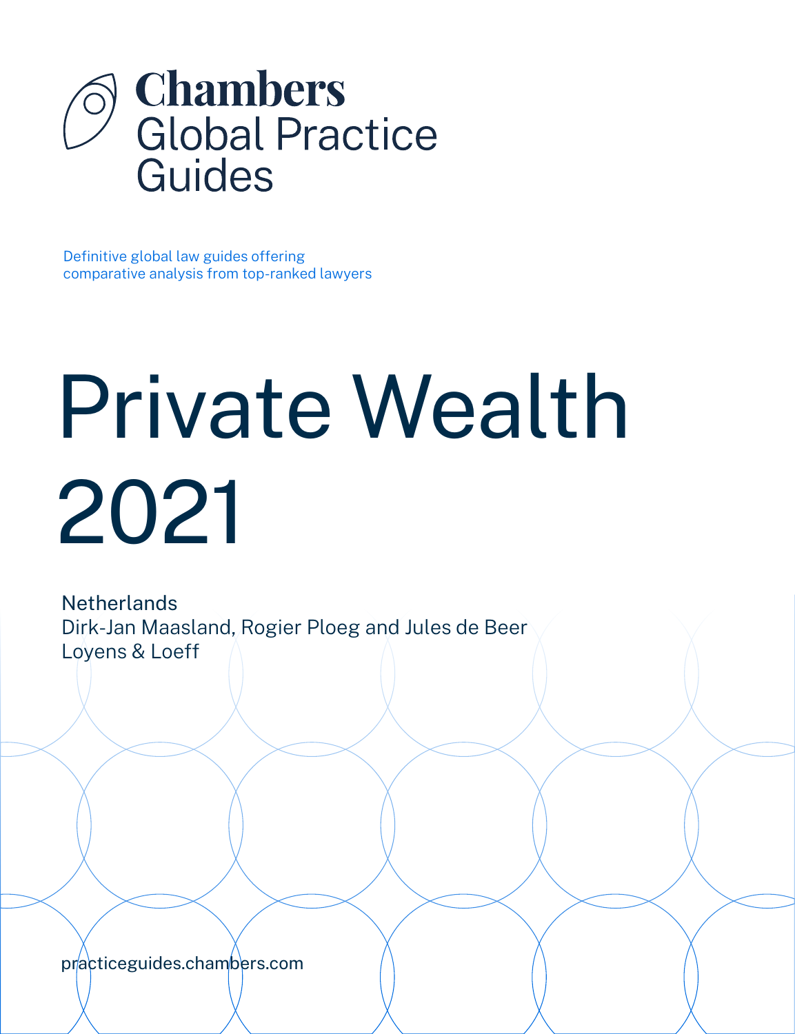# Chambers Global Practice Guides

Definitive global law guides offering comparative analysis from top-ranked lawyers

# Private Wealth 2021

Netherlands
Dirk-Jan Maasland, Rogier Ploeg and Jules de Beer
Loyens & Loeff

practiceguides.chambers.com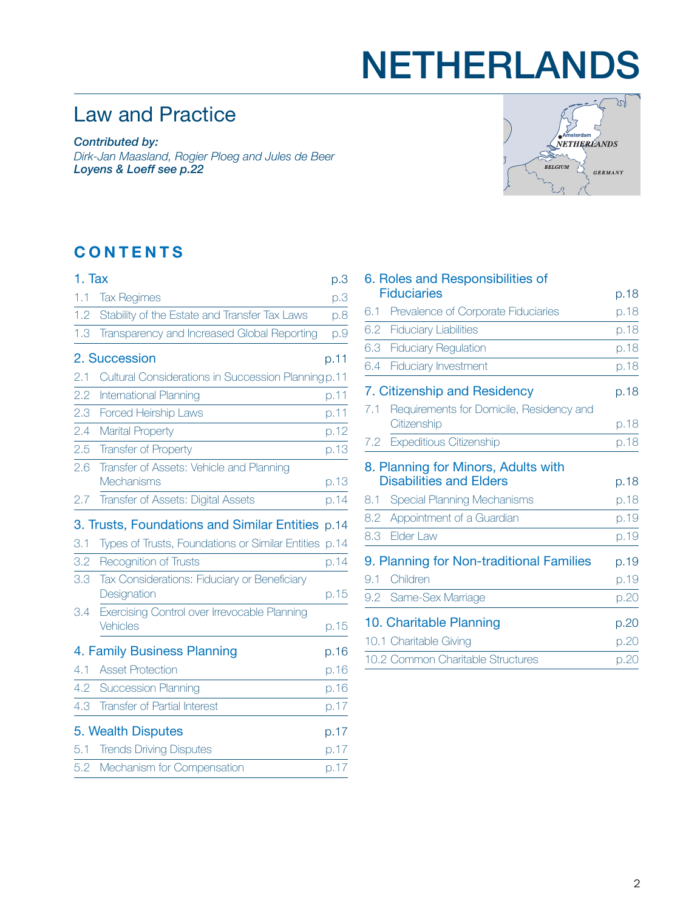# NETHERLANDS

## Law and Practice

***Contributed by:***
*Dirk-Jan Maasland, Rogier Ploeg and Jules de Beer*
***Loyens & Loeff see p.22***

## CONTENTS

| | |
|---|---|
| **1. Tax** | **p.3** |
| 1.1 Tax Regimes | p.3 |
| 1.2 Stability of the Estate and Transfer Tax Laws | p.8 |
| 1.3 Transparency and Increased Global Reporting | p.9 |
| **2. Succession** | **p.11** |
| 2.1 Cultural Considerations in Succession Planning | p.11 |
| 2.2 International Planning | p.11 |
| 2.3 Forced Heirship Laws | p.11 |
| 2.4 Marital Property | p.12 |
| 2.5 Transfer of Property | p.13 |
| 2.6 Transfer of Assets: Vehicle and Planning Mechanisms | p.13 |
| 2.7 Transfer of Assets: Digital Assets | p.14 |
| **3. Trusts, Foundations and Similar Entities** | **p.14** |
| 3.1 Types of Trusts, Foundations or Similar Entities | p.14 |
| 3.2 Recognition of Trusts | p.14 |
| 3.3 Tax Considerations: Fiduciary or Beneficiary Designation | p.15 |
| 3.4 Exercising Control over Irrevocable Planning Vehicles | p.15 |
| **4. Family Business Planning** | **p.16** |
| 4.1 Asset Protection | p.16 |
| 4.2 Succession Planning | p.16 |
| 4.3 Transfer of Partial Interest | p.17 |
| **5. Wealth Disputes** | **p.17** |
| 5.1 Trends Driving Disputes | p.17 |
| 5.2 Mechanism for Compensation | p.17 |
| **6. Roles and Responsibilities of Fiduciaries** | **p.18** |
| 6.1 Prevalence of Corporate Fiduciaries | p.18 |
| 6.2 Fiduciary Liabilities | p.18 |
| 6.3 Fiduciary Regulation | p.18 |
| 6.4 Fiduciary Investment | p.18 |
| **7. Citizenship and Residency** | **p.18** |
| 7.1 Requirements for Domicile, Residency and Citizenship | p.18 |
| 7.2 Expeditious Citizenship | p.18 |
| **8. Planning for Minors, Adults with Disabilities and Elders** | **p.18** |
| 8.1 Special Planning Mechanisms | p.18 |
| 8.2 Appointment of a Guardian | p.19 |
| 8.3 Elder Law | p.19 |
| **9. Planning for Non-traditional Families** | **p.19** |
| 9.1 Children | p.19 |
| 9.2 Same-Sex Marriage | p.20 |
| **10. Charitable Planning** | **p.20** |
| 10.1 Charitable Giving | p.20 |
| 10.2 Common Charitable Structures | p.20 |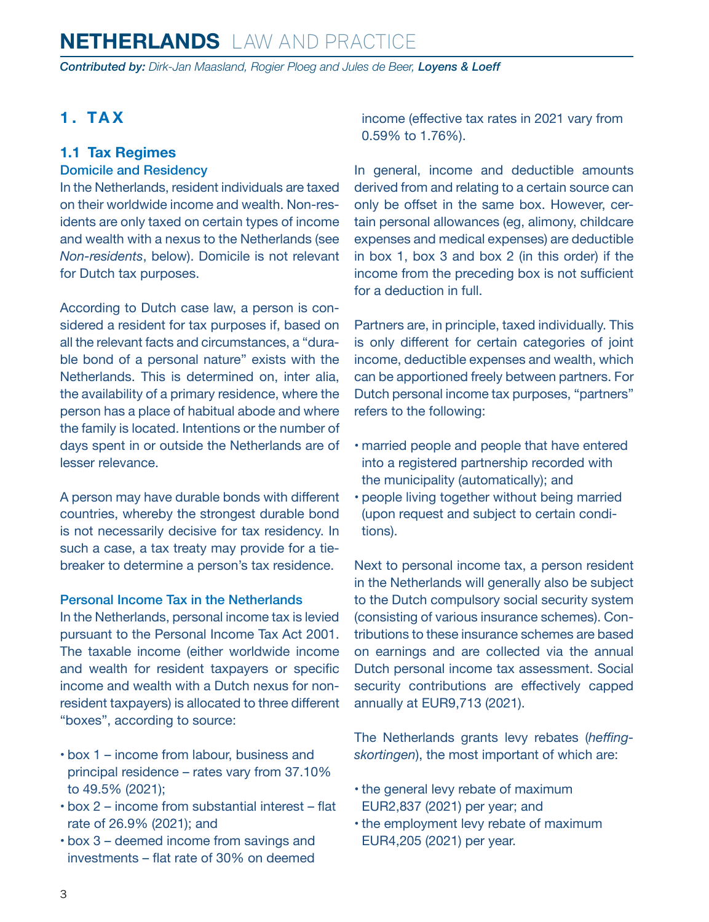## 1. TAX

### 1.1 Tax Regimes

#### Domicile and Residency

In the Netherlands, resident individuals are taxed on their worldwide income and wealth. Non-residents are only taxed on certain types of income and wealth with a nexus to the Netherlands (see *Non-residents*, below). Domicile is not relevant for Dutch tax purposes.

According to Dutch case law, a person is considered a resident for tax purposes if, based on all the relevant facts and circumstances, a "durable bond of a personal nature" exists with the Netherlands. This is determined on, inter alia, the availability of a primary residence, where the person has a place of habitual abode and where the family is located. Intentions or the number of days spent in or outside the Netherlands are of lesser relevance.

A person may have durable bonds with different countries, whereby the strongest durable bond is not necessarily decisive for tax residency. In such a case, a tax treaty may provide for a tie-breaker to determine a person's tax residence.

#### Personal Income Tax in the Netherlands

In the Netherlands, personal income tax is levied pursuant to the Personal Income Tax Act 2001. The taxable income (either worldwide income and wealth for resident taxpayers or specific income and wealth with a Dutch nexus for non-resident taxpayers) is allocated to three different "boxes", according to source:

- box 1 – income from labour, business and principal residence – rates vary from 37.10% to 49.5% (2021);
- box 2 – income from substantial interest – flat rate of 26.9% (2021); and
- box 3 – deemed income from savings and investments – flat rate of 30% on deemed income (effective tax rates in 2021 vary from 0.59% to 1.76%).

In general, income and deductible amounts derived from and relating to a certain source can only be offset in the same box. However, certain personal allowances (eg, alimony, childcare expenses and medical expenses) are deductible in box 1, box 3 and box 2 (in this order) if the income from the preceding box is not sufficient for a deduction in full.

Partners are, in principle, taxed individually. This is only different for certain categories of joint income, deductible expenses and wealth, which can be apportioned freely between partners. For Dutch personal income tax purposes, "partners" refers to the following:

- married people and people that have entered into a registered partnership recorded with the municipality (automatically); and
- people living together without being married (upon request and subject to certain conditions).

Next to personal income tax, a person resident in the Netherlands will generally also be subject to the Dutch compulsory social security system (consisting of various insurance schemes). Contributions to these insurance schemes are based on earnings and are collected via the annual Dutch personal income tax assessment. Social security contributions are effectively capped annually at EUR9,713 (2021).

The Netherlands grants levy rebates (*heffingskortingen*), the most important of which are:

- the general levy rebate of maximum EUR2,837 (2021) per year; and
- the employment levy rebate of maximum EUR4,205 (2021) per year.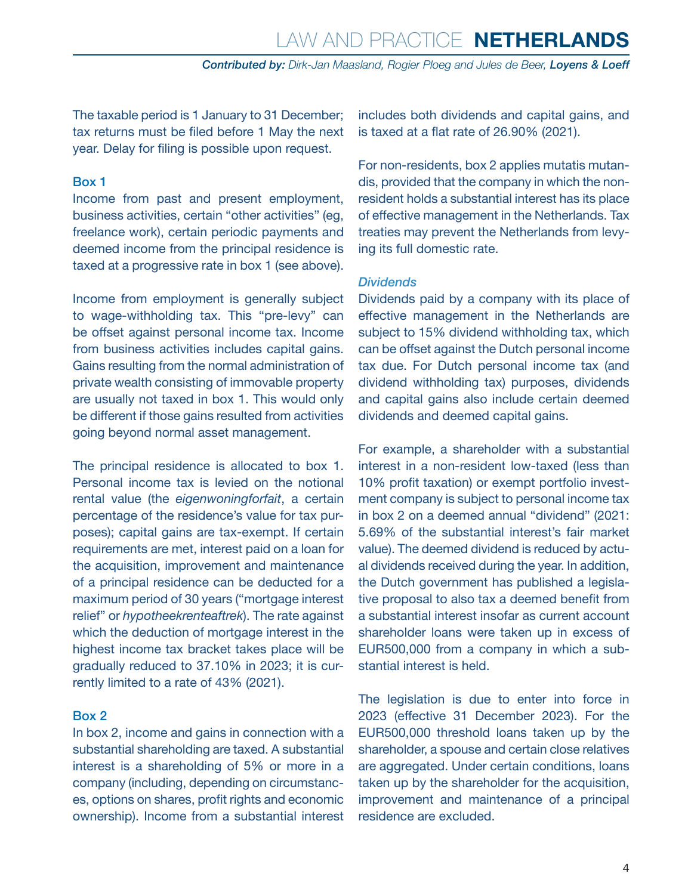The taxable period is 1 January to 31 December; tax returns must be filed before 1 May the next year. Delay for filing is possible upon request.

#### Box 1

Income from past and present employment, business activities, certain "other activities" (eg, freelance work), certain periodic payments and deemed income from the principal residence is taxed at a progressive rate in box 1 (see above).

Income from employment is generally subject to wage-withholding tax. This "pre-levy" can be offset against personal income tax. Income from business activities includes capital gains. Gains resulting from the normal administration of private wealth consisting of immovable property are usually not taxed in box 1. This would only be different if those gains resulted from activities going beyond normal asset management.

The principal residence is allocated to box 1. Personal income tax is levied on the notional rental value (the *eigenwoningforfait*, a certain percentage of the residence's value for tax purposes); capital gains are tax-exempt. If certain requirements are met, interest paid on a loan for the acquisition, improvement and maintenance of a principal residence can be deducted for a maximum period of 30 years ("mortgage interest relief" or *hypotheekrenteaftrek*). The rate against which the deduction of mortgage interest in the highest income tax bracket takes place will be gradually reduced to 37.10% in 2023; it is currently limited to a rate of 43% (2021).

#### Box 2

In box 2, income and gains in connection with a substantial shareholding are taxed. A substantial interest is a shareholding of 5% or more in a company (including, depending on circumstances, options on shares, profit rights and economic ownership). Income from a substantial interest includes both dividends and capital gains, and is taxed at a flat rate of 26.90% (2021).

For non-residents, box 2 applies mutatis mutandis, provided that the company in which the non-resident holds a substantial interest has its place of effective management in the Netherlands. Tax treaties may prevent the Netherlands from levying its full domestic rate.

##### *Dividends*

Dividends paid by a company with its place of effective management in the Netherlands are subject to 15% dividend withholding tax, which can be offset against the Dutch personal income tax due. For Dutch personal income tax (and dividend withholding tax) purposes, dividends and capital gains also include certain deemed dividends and deemed capital gains.

For example, a shareholder with a substantial interest in a non-resident low-taxed (less than 10% profit taxation) or exempt portfolio investment company is subject to personal income tax in box 2 on a deemed annual "dividend" (2021: 5.69% of the substantial interest's fair market value). The deemed dividend is reduced by actual dividends received during the year. In addition, the Dutch government has published a legislative proposal to also tax a deemed benefit from a substantial interest insofar as current account shareholder loans were taken up in excess of EUR500,000 from a company in which a substantial interest is held.

The legislation is due to enter into force in 2023 (effective 31 December 2023). For the EUR500,000 threshold loans taken up by the shareholder, a spouse and certain close relatives are aggregated. Under certain conditions, loans taken up by the shareholder for the acquisition, improvement and maintenance of a principal residence are excluded.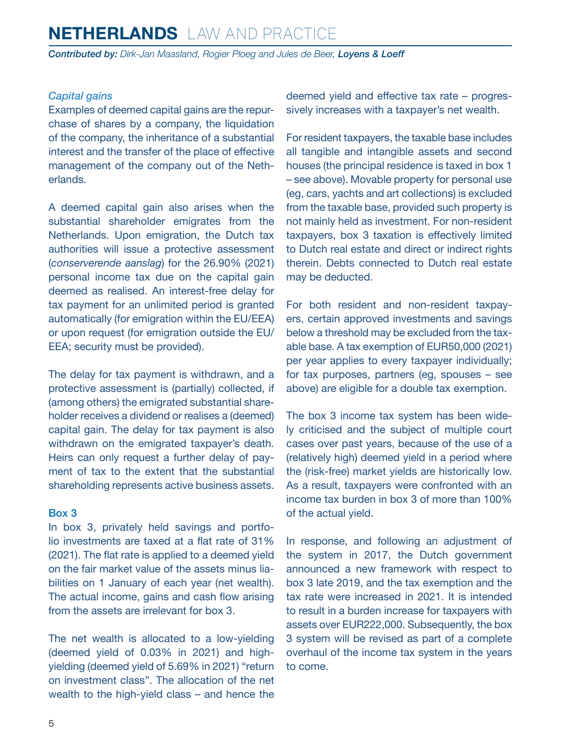### Capital gains

Examples of deemed capital gains are the repurchase of shares by a company, the liquidation of the company, the inheritance of a substantial interest and the transfer of the place of effective management of the company out of the Netherlands.

A deemed capital gain also arises when the substantial shareholder emigrates from the Netherlands. Upon emigration, the Dutch tax authorities will issue a protective assessment (*conserverende aanslag*) for the 26.90% (2021) personal income tax due on the capital gain deemed as realised. An interest-free delay for tax payment for an unlimited period is granted automatically (for emigration within the EU/EEA) or upon request (for emigration outside the EU/EEA; security must be provided).

The delay for tax payment is withdrawn, and a protective assessment is (partially) collected, if (among others) the emigrated substantial shareholder receives a dividend or realises a (deemed) capital gain. The delay for tax payment is also withdrawn on the emigrated taxpayer's death. Heirs can only request a further delay of payment of tax to the extent that the substantial shareholding represents active business assets.

## Box 3

In box 3, privately held savings and portfolio investments are taxed at a flat rate of 31% (2021). The flat rate is applied to a deemed yield on the fair market value of the assets minus liabilities on 1 January of each year (net wealth). The actual income, gains and cash flow arising from the assets are irrelevant for box 3.

The net wealth is allocated to a low-yielding (deemed yield of 0.03% in 2021) and high-yielding (deemed yield of 5.69% in 2021) "return on investment class". The allocation of the net wealth to the high-yield class – and hence the deemed yield and effective tax rate – progressively increases with a taxpayer's net wealth.

For resident taxpayers, the taxable base includes all tangible and intangible assets and second houses (the principal residence is taxed in box 1 – see above). Movable property for personal use (eg, cars, yachts and art collections) is excluded from the taxable base, provided such property is not mainly held as investment. For non-resident taxpayers, box 3 taxation is effectively limited to Dutch real estate and direct or indirect rights therein. Debts connected to Dutch real estate may be deducted.

For both resident and non-resident taxpayers, certain approved investments and savings below a threshold may be excluded from the taxable base. A tax exemption of EUR50,000 (2021) per year applies to every taxpayer individually; for tax purposes, partners (eg, spouses – see above) are eligible for a double tax exemption.

The box 3 income tax system has been widely criticised and the subject of multiple court cases over past years, because of the use of a (relatively high) deemed yield in a period where the (risk-free) market yields are historically low. As a result, taxpayers were confronted with an income tax burden in box 3 of more than 100% of the actual yield.

In response, and following an adjustment of the system in 2017, the Dutch government announced a new framework with respect to box 3 late 2019, and the tax exemption and the tax rate were increased in 2021. It is intended to result in a burden increase for taxpayers with assets over EUR222,000. Subsequently, the box 3 system will be revised as part of a complete overhaul of the income tax system in the years to come.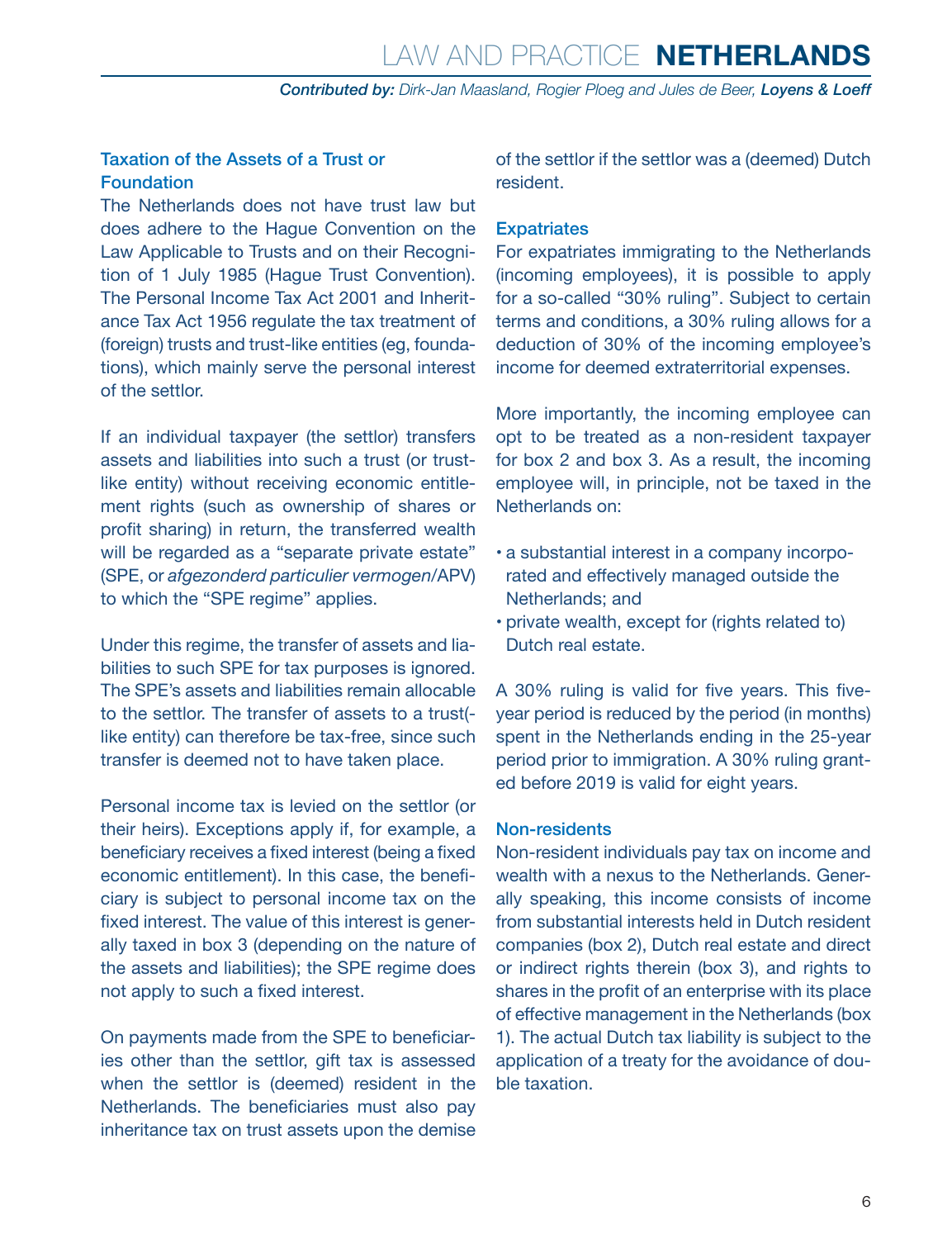### Taxation of the Assets of a Trust or Foundation

The Netherlands does not have trust law but does adhere to the Hague Convention on the Law Applicable to Trusts and on their Recognition of 1 July 1985 (Hague Trust Convention). The Personal Income Tax Act 2001 and Inheritance Tax Act 1956 regulate the tax treatment of (foreign) trusts and trust-like entities (eg, foundations), which mainly serve the personal interest of the settlor.

If an individual taxpayer (the settlor) transfers assets and liabilities into such a trust (or trust-like entity) without receiving economic entitlement rights (such as ownership of shares or profit sharing) in return, the transferred wealth will be regarded as a "separate private estate" (SPE, or *afgezonderd particulier vermogen*/APV) to which the "SPE regime" applies.

Under this regime, the transfer of assets and liabilities to such SPE for tax purposes is ignored. The SPE's assets and liabilities remain allocable to the settlor. The transfer of assets to a trust(-like entity) can therefore be tax-free, since such transfer is deemed not to have taken place.

Personal income tax is levied on the settlor (or their heirs). Exceptions apply if, for example, a beneficiary receives a fixed interest (being a fixed economic entitlement). In this case, the beneficiary is subject to personal income tax on the fixed interest. The value of this interest is generally taxed in box 3 (depending on the nature of the assets and liabilities); the SPE regime does not apply to such a fixed interest.

On payments made from the SPE to beneficiaries other than the settlor, gift tax is assessed when the settlor is (deemed) resident in the Netherlands. The beneficiaries must also pay inheritance tax on trust assets upon the demise of the settlor if the settlor was a (deemed) Dutch resident.

### Expatriates

For expatriates immigrating to the Netherlands (incoming employees), it is possible to apply for a so-called "30% ruling". Subject to certain terms and conditions, a 30% ruling allows for a deduction of 30% of the incoming employee's income for deemed extraterritorial expenses.

More importantly, the incoming employee can opt to be treated as a non-resident taxpayer for box 2 and box 3. As a result, the incoming employee will, in principle, not be taxed in the Netherlands on:

- a substantial interest in a company incorporated and effectively managed outside the Netherlands; and
- private wealth, except for (rights related to) Dutch real estate.

A 30% ruling is valid for five years. This five-year period is reduced by the period (in months) spent in the Netherlands ending in the 25-year period prior to immigration. A 30% ruling granted before 2019 is valid for eight years.

### Non-residents

Non-resident individuals pay tax on income and wealth with a nexus to the Netherlands. Generally speaking, this income consists of income from substantial interests held in Dutch resident companies (box 2), Dutch real estate and direct or indirect rights therein (box 3), and rights to shares in the profit of an enterprise with its place of effective management in the Netherlands (box 1). The actual Dutch tax liability is subject to the application of a treaty for the avoidance of double taxation.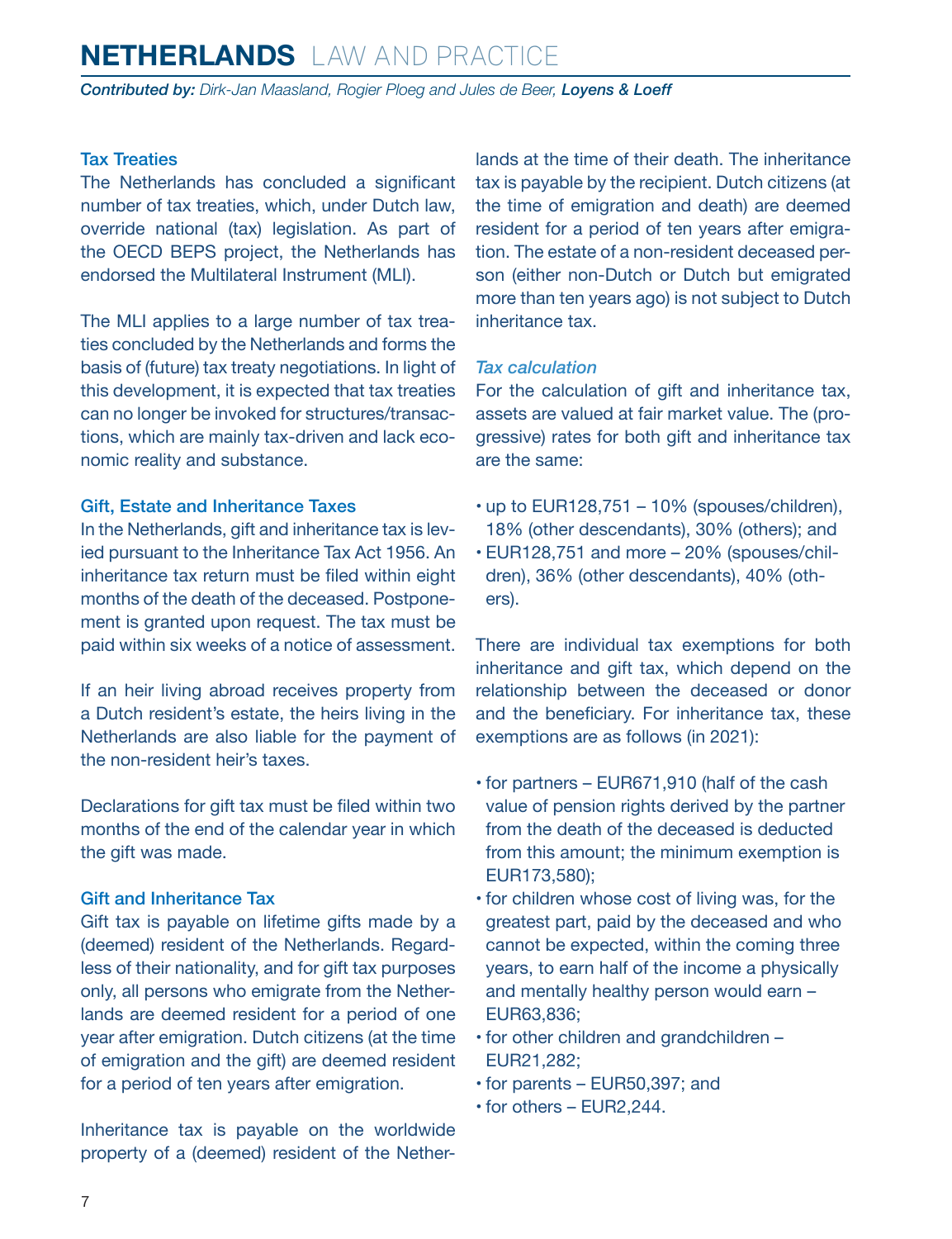### Tax Treaties

The Netherlands has concluded a significant number of tax treaties, which, under Dutch law, override national (tax) legislation. As part of the OECD BEPS project, the Netherlands has endorsed the Multilateral Instrument (MLI).

The MLI applies to a large number of tax treaties concluded by the Netherlands and forms the basis of (future) tax treaty negotiations. In light of this development, it is expected that tax treaties can no longer be invoked for structures/transactions, which are mainly tax-driven and lack economic reality and substance.

### Gift, Estate and Inheritance Taxes

In the Netherlands, gift and inheritance tax is levied pursuant to the Inheritance Tax Act 1956. An inheritance tax return must be filed within eight months of the death of the deceased. Postponement is granted upon request. The tax must be paid within six weeks of a notice of assessment.

If an heir living abroad receives property from a Dutch resident's estate, the heirs living in the Netherlands are also liable for the payment of the non-resident heir's taxes.

Declarations for gift tax must be filed within two months of the end of the calendar year in which the gift was made.

### Gift and Inheritance Tax

Gift tax is payable on lifetime gifts made by a (deemed) resident of the Netherlands. Regardless of their nationality, and for gift tax purposes only, all persons who emigrate from the Netherlands are deemed resident for a period of one year after emigration. Dutch citizens (at the time of emigration and the gift) are deemed resident for a period of ten years after emigration.

Inheritance tax is payable on the worldwide property of a (deemed) resident of the Netherlands at the time of their death. The inheritance tax is payable by the recipient. Dutch citizens (at the time of emigration and death) are deemed resident for a period of ten years after emigration. The estate of a non-resident deceased person (either non-Dutch or Dutch but emigrated more than ten years ago) is not subject to Dutch inheritance tax.

#### *Tax calculation*

For the calculation of gift and inheritance tax, assets are valued at fair market value. The (progressive) rates for both gift and inheritance tax are the same:

- up to EUR128,751 – 10% (spouses/children), 18% (other descendants), 30% (others); and
- EUR128,751 and more – 20% (spouses/children), 36% (other descendants), 40% (others).

There are individual tax exemptions for both inheritance and gift tax, which depend on the relationship between the deceased or donor and the beneficiary. For inheritance tax, these exemptions are as follows (in 2021):

- for partners – EUR671,910 (half of the cash value of pension rights derived by the partner from the death of the deceased is deducted from this amount; the minimum exemption is EUR173,580);
- for children whose cost of living was, for the greatest part, paid by the deceased and who cannot be expected, within the coming three years, to earn half of the income a physically and mentally healthy person would earn – EUR63,836;
- for other children and grandchildren – EUR21,282;
- for parents – EUR50,397; and
- for others – EUR2,244.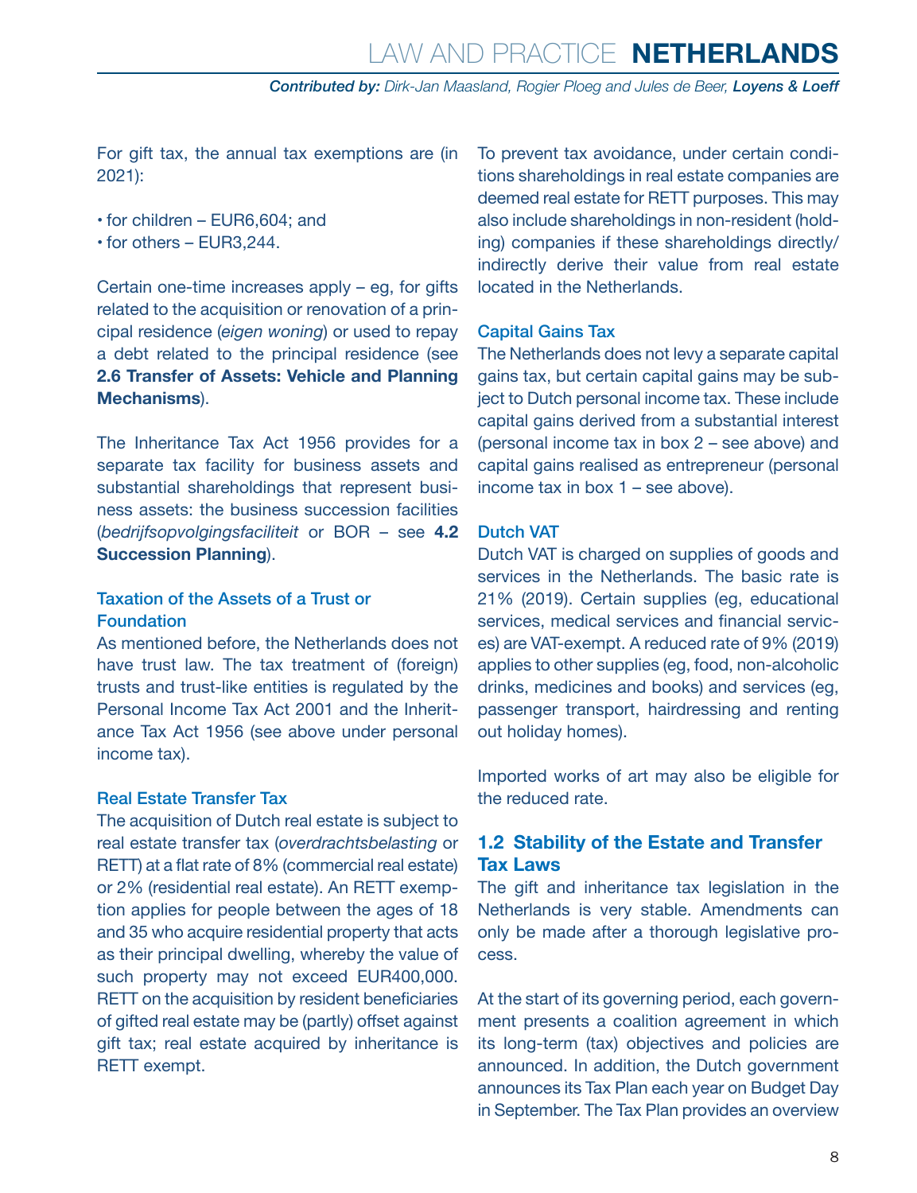For gift tax, the annual tax exemptions are (in 2021):

- for children – EUR6,604; and
- for others – EUR3,244.

Certain one-time increases apply – eg, for gifts related to the acquisition or renovation of a principal residence (*eigen woning*) or used to repay a debt related to the principal residence (see **2.6 Transfer of Assets: Vehicle and Planning Mechanisms**).

The Inheritance Tax Act 1956 provides for a separate tax facility for business assets and substantial shareholdings that represent business assets: the business succession facilities (*bedrijfsopvolgingsfaciliteit* or BOR – see **4.2 Succession Planning**).

### Taxation of the Assets of a Trust or Foundation

As mentioned before, the Netherlands does not have trust law. The tax treatment of (foreign) trusts and trust-like entities is regulated by the Personal Income Tax Act 2001 and the Inheritance Tax Act 1956 (see above under personal income tax).

### Real Estate Transfer Tax

The acquisition of Dutch real estate is subject to real estate transfer tax (*overdrachtsbelasting* or RETT) at a flat rate of 8% (commercial real estate) or 2% (residential real estate). An RETT exemption applies for people between the ages of 18 and 35 who acquire residential property that acts as their principal dwelling, whereby the value of such property may not exceed EUR400,000. RETT on the acquisition by resident beneficiaries of gifted real estate may be (partly) offset against gift tax; real estate acquired by inheritance is RETT exempt.

To prevent tax avoidance, under certain conditions shareholdings in real estate companies are deemed real estate for RETT purposes. This may also include shareholdings in non-resident (holding) companies if these shareholdings directly/indirectly derive their value from real estate located in the Netherlands.

### Capital Gains Tax

The Netherlands does not levy a separate capital gains tax, but certain capital gains may be subject to Dutch personal income tax. These include capital gains derived from a substantial interest (personal income tax in box 2 – see above) and capital gains realised as entrepreneur (personal income tax in box 1 – see above).

### Dutch VAT

Dutch VAT is charged on supplies of goods and services in the Netherlands. The basic rate is 21% (2019). Certain supplies (eg, educational services, medical services and financial services) are VAT-exempt. A reduced rate of 9% (2019) applies to other supplies (eg, food, non-alcoholic drinks, medicines and books) and services (eg, passenger transport, hairdressing and renting out holiday homes).

Imported works of art may also be eligible for the reduced rate.

## 1.2 Stability of the Estate and Transfer Tax Laws

The gift and inheritance tax legislation in the Netherlands is very stable. Amendments can only be made after a thorough legislative process.

At the start of its governing period, each government presents a coalition agreement in which its long-term (tax) objectives and policies are announced. In addition, the Dutch government announces its Tax Plan each year on Budget Day in September. The Tax Plan provides an overview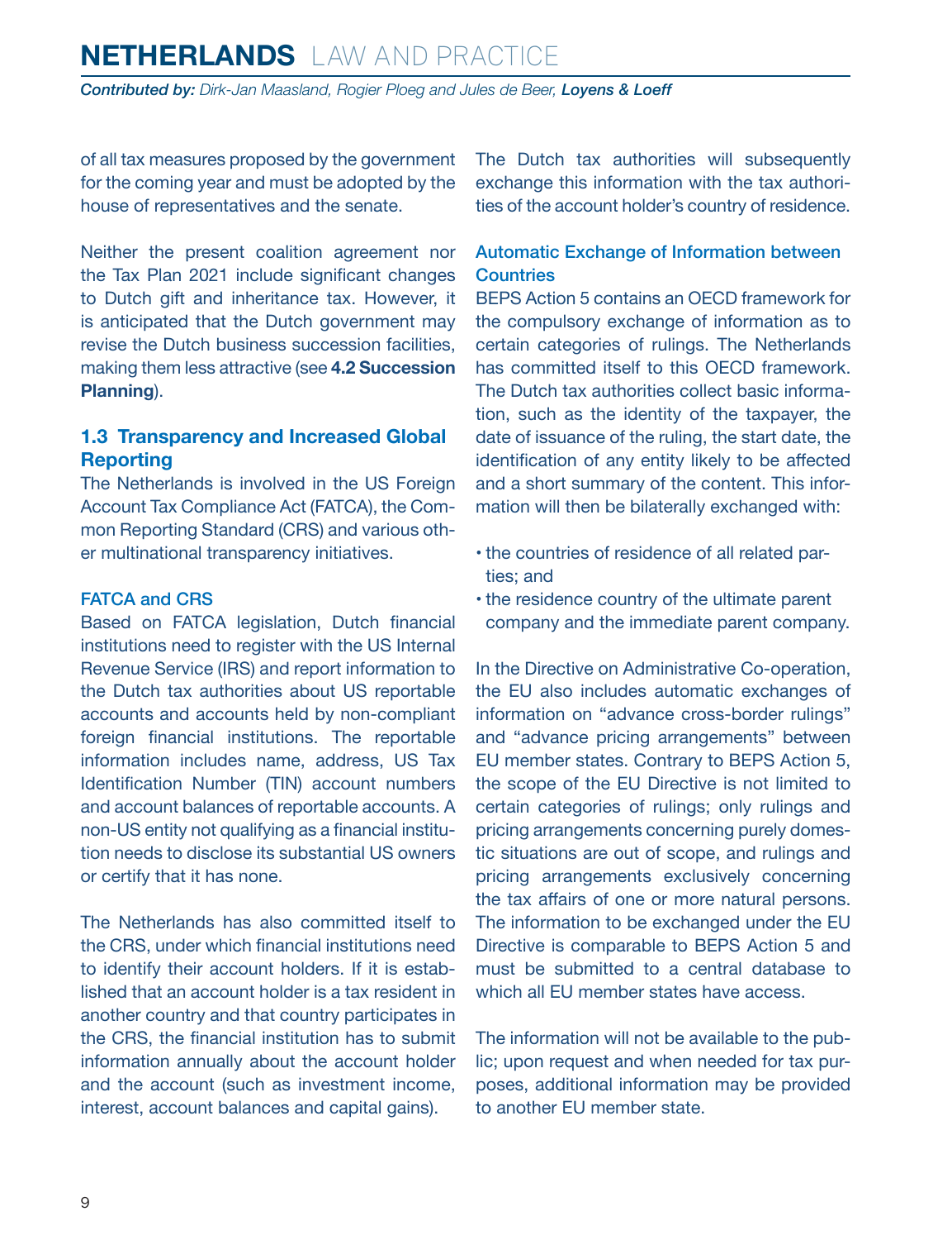of all tax measures proposed by the government for the coming year and must be adopted by the house of representatives and the senate.

Neither the present coalition agreement nor the Tax Plan 2021 include significant changes to Dutch gift and inheritance tax. However, it is anticipated that the Dutch government may revise the Dutch business succession facilities, making them less attractive (see **4.2 Succession Planning**).

## 1.3 Transparency and Increased Global Reporting

The Netherlands is involved in the US Foreign Account Tax Compliance Act (FATCA), the Common Reporting Standard (CRS) and various other multinational transparency initiatives.

### FATCA and CRS

Based on FATCA legislation, Dutch financial institutions need to register with the US Internal Revenue Service (IRS) and report information to the Dutch tax authorities about US reportable accounts and accounts held by non-compliant foreign financial institutions. The reportable information includes name, address, US Tax Identification Number (TIN) account numbers and account balances of reportable accounts. A non-US entity not qualifying as a financial institution needs to disclose its substantial US owners or certify that it has none.

The Netherlands has also committed itself to the CRS, under which financial institutions need to identify their account holders. If it is established that an account holder is a tax resident in another country and that country participates in the CRS, the financial institution has to submit information annually about the account holder and the account (such as investment income, interest, account balances and capital gains). The Dutch tax authorities will subsequently exchange this information with the tax authorities of the account holder's country of residence.

### Automatic Exchange of Information between Countries

BEPS Action 5 contains an OECD framework for the compulsory exchange of information as to certain categories of rulings. The Netherlands has committed itself to this OECD framework. The Dutch tax authorities collect basic information, such as the identity of the taxpayer, the date of issuance of the ruling, the start date, the identification of any entity likely to be affected and a short summary of the content. This information will then be bilaterally exchanged with:

- the countries of residence of all related parties; and
- the residence country of the ultimate parent company and the immediate parent company.

In the Directive on Administrative Co-operation, the EU also includes automatic exchanges of information on "advance cross-border rulings" and "advance pricing arrangements" between EU member states. Contrary to BEPS Action 5, the scope of the EU Directive is not limited to certain categories of rulings; only rulings and pricing arrangements concerning purely domestic situations are out of scope, and rulings and pricing arrangements exclusively concerning the tax affairs of one or more natural persons. The information to be exchanged under the EU Directive is comparable to BEPS Action 5 and must be submitted to a central database to which all EU member states have access.

The information will not be available to the public; upon request and when needed for tax purposes, additional information may be provided to another EU member state.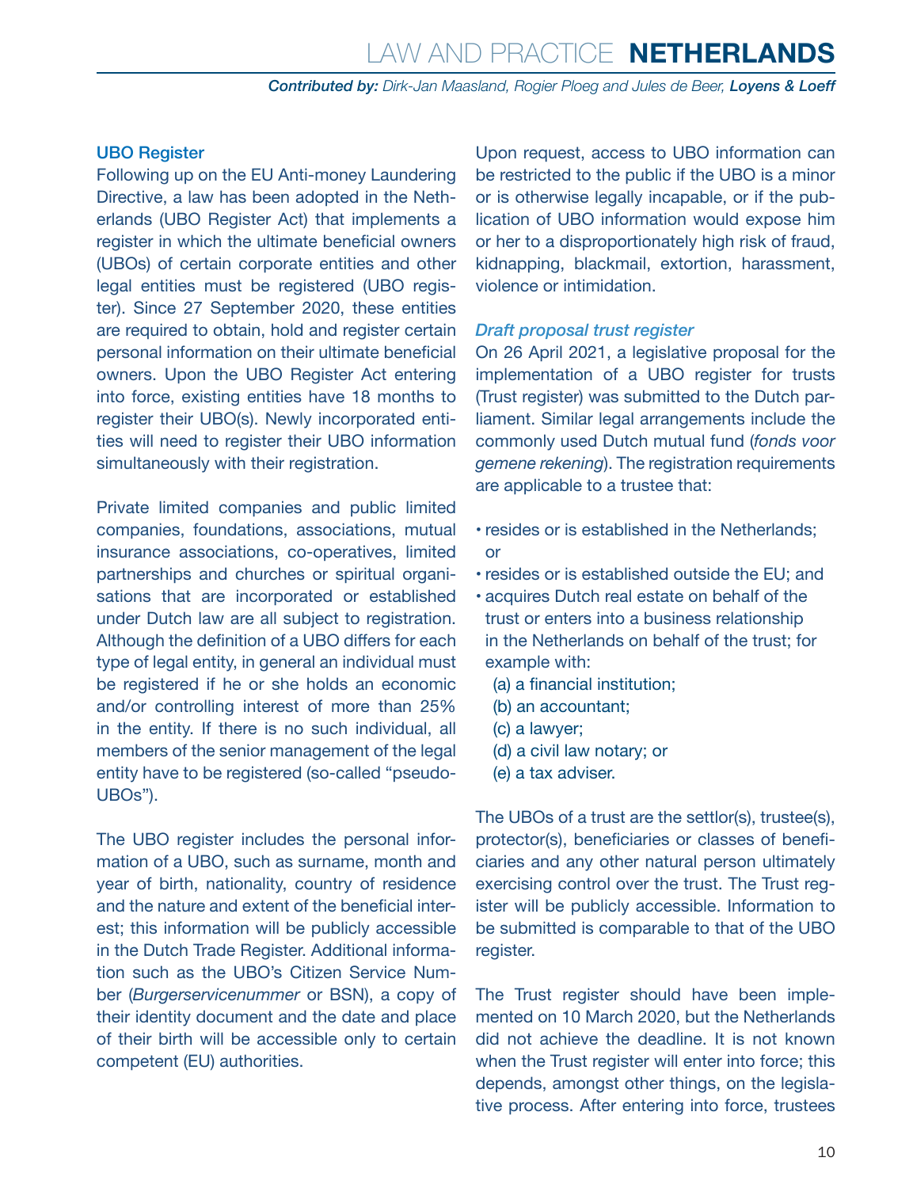### UBO Register

Following up on the EU Anti-money Laundering Directive, a law has been adopted in the Netherlands (UBO Register Act) that implements a register in which the ultimate beneficial owners (UBOs) of certain corporate entities and other legal entities must be registered (UBO register). Since 27 September 2020, these entities are required to obtain, hold and register certain personal information on their ultimate beneficial owners. Upon the UBO Register Act entering into force, existing entities have 18 months to register their UBO(s). Newly incorporated entities will need to register their UBO information simultaneously with their registration.

Private limited companies and public limited companies, foundations, associations, mutual insurance associations, co-operatives, limited partnerships and churches or spiritual organisations that are incorporated or established under Dutch law are all subject to registration. Although the definition of a UBO differs for each type of legal entity, in general an individual must be registered if he or she holds an economic and/or controlling interest of more than 25% in the entity. If there is no such individual, all members of the senior management of the legal entity have to be registered (so-called "pseudo-UBOs").

The UBO register includes the personal information of a UBO, such as surname, month and year of birth, nationality, country of residence and the nature and extent of the beneficial interest; this information will be publicly accessible in the Dutch Trade Register. Additional information such as the UBO's Citizen Service Number (*Burgerservicenummer* or BSN), a copy of their identity document and the date and place of their birth will be accessible only to certain competent (EU) authorities.

Upon request, access to UBO information can be restricted to the public if the UBO is a minor or is otherwise legally incapable, or if the publication of UBO information would expose him or her to a disproportionately high risk of fraud, kidnapping, blackmail, extortion, harassment, violence or intimidation.

#### *Draft proposal trust register*

On 26 April 2021, a legislative proposal for the implementation of a UBO register for trusts (Trust register) was submitted to the Dutch parliament. Similar legal arrangements include the commonly used Dutch mutual fund (*fonds voor gemene rekening*). The registration requirements are applicable to a trustee that:

- resides or is established in the Netherlands; or
- resides or is established outside the EU; and
- acquires Dutch real estate on behalf of the trust or enters into a business relationship in the Netherlands on behalf of the trust; for example with:
  - (a) a financial institution;
  - (b) an accountant;
  - (c) a lawyer;
  - (d) a civil law notary; or
  - (e) a tax adviser.

The UBOs of a trust are the settlor(s), trustee(s), protector(s), beneficiaries or classes of beneficiaries and any other natural person ultimately exercising control over the trust. The Trust register will be publicly accessible. Information to be submitted is comparable to that of the UBO register.

The Trust register should have been implemented on 10 March 2020, but the Netherlands did not achieve the deadline. It is not known when the Trust register will enter into force; this depends, amongst other things, on the legislative process. After entering into force, trustees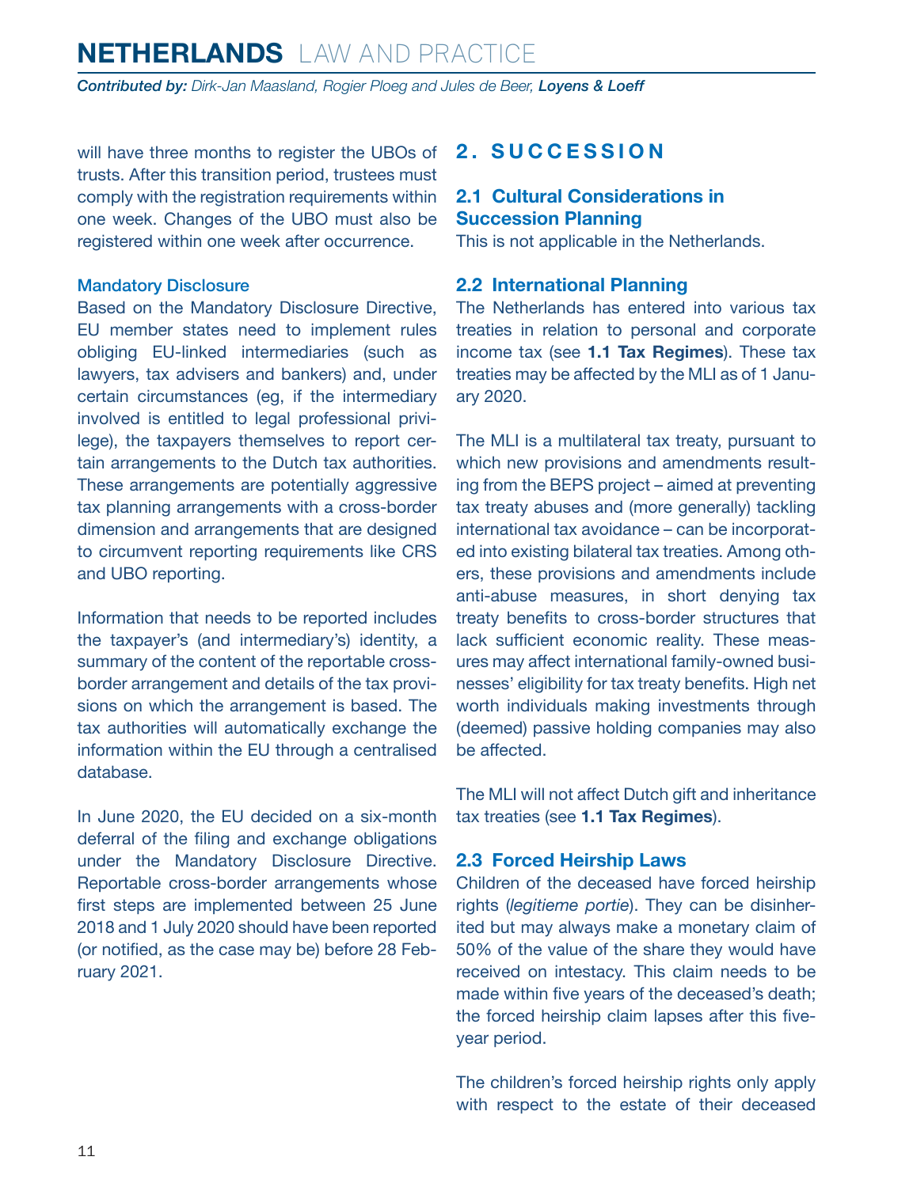will have three months to register the UBOs of trusts. After this transition period, trustees must comply with the registration requirements within one week. Changes of the UBO must also be registered within one week after occurrence.

### Mandatory Disclosure

Based on the Mandatory Disclosure Directive, EU member states need to implement rules obliging EU-linked intermediaries (such as lawyers, tax advisers and bankers) and, under certain circumstances (eg, if the intermediary involved is entitled to legal professional privilege), the taxpayers themselves to report certain arrangements to the Dutch tax authorities. These arrangements are potentially aggressive tax planning arrangements with a cross-border dimension and arrangements that are designed to circumvent reporting requirements like CRS and UBO reporting.

Information that needs to be reported includes the taxpayer's (and intermediary's) identity, a summary of the content of the reportable cross-border arrangement and details of the tax provisions on which the arrangement is based. The tax authorities will automatically exchange the information within the EU through a centralised database.

In June 2020, the EU decided on a six-month deferral of the filing and exchange obligations under the Mandatory Disclosure Directive. Reportable cross-border arrangements whose first steps are implemented between 25 June 2018 and 1 July 2020 should have been reported (or notified, as the case may be) before 28 February 2021.

# 2. SUCCESSION

## 2.1 Cultural Considerations in Succession Planning

This is not applicable in the Netherlands.

## 2.2 International Planning

The Netherlands has entered into various tax treaties in relation to personal and corporate income tax (see **1.1 Tax Regimes**). These tax treaties may be affected by the MLI as of 1 January 2020.

The MLI is a multilateral tax treaty, pursuant to which new provisions and amendments resulting from the BEPS project – aimed at preventing tax treaty abuses and (more generally) tackling international tax avoidance – can be incorporated into existing bilateral tax treaties. Among others, these provisions and amendments include anti-abuse measures, in short denying tax treaty benefits to cross-border structures that lack sufficient economic reality. These measures may affect international family-owned businesses' eligibility for tax treaty benefits. High net worth individuals making investments through (deemed) passive holding companies may also be affected.

The MLI will not affect Dutch gift and inheritance tax treaties (see **1.1 Tax Regimes**).

## 2.3 Forced Heirship Laws

Children of the deceased have forced heirship rights (*legitieme portie*). They can be disinherited but may always make a monetary claim of 50% of the value of the share they would have received on intestacy. This claim needs to be made within five years of the deceased's death; the forced heirship claim lapses after this five-year period.

The children's forced heirship rights only apply with respect to the estate of their deceased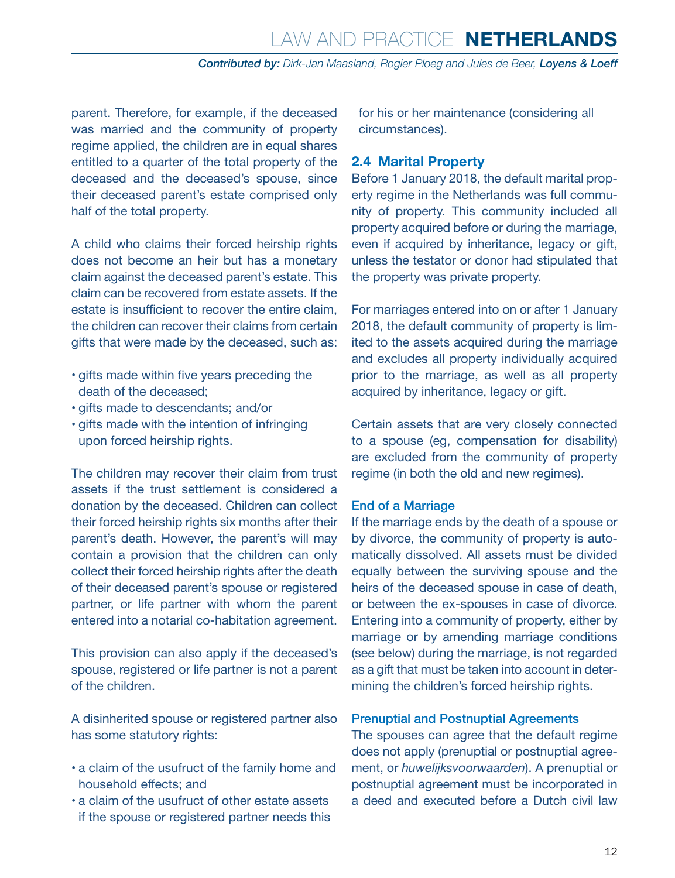parent. Therefore, for example, if the deceased was married and the community of property regime applied, the children are in equal shares entitled to a quarter of the total property of the deceased and the deceased's spouse, since their deceased parent's estate comprised only half of the total property.

A child who claims their forced heirship rights does not become an heir but has a monetary claim against the deceased parent's estate. This claim can be recovered from estate assets. If the estate is insufficient to recover the entire claim, the children can recover their claims from certain gifts that were made by the deceased, such as:

- gifts made within five years preceding the death of the deceased;
- gifts made to descendants; and/or
- gifts made with the intention of infringing upon forced heirship rights.

The children may recover their claim from trust assets if the trust settlement is considered a donation by the deceased. Children can collect their forced heirship rights six months after their parent's death. However, the parent's will may contain a provision that the children can only collect their forced heirship rights after the death of their deceased parent's spouse or registered partner, or life partner with whom the parent entered into a notarial co-habitation agreement.

This provision can also apply if the deceased's spouse, registered or life partner is not a parent of the children.

A disinherited spouse or registered partner also has some statutory rights:

- a claim of the usufruct of the family home and household effects; and
- a claim of the usufruct of other estate assets if the spouse or registered partner needs this for his or her maintenance (considering all circumstances).

## 2.4 Marital Property

Before 1 January 2018, the default marital property regime in the Netherlands was full community of property. This community included all property acquired before or during the marriage, even if acquired by inheritance, legacy or gift, unless the testator or donor had stipulated that the property was private property.

For marriages entered into on or after 1 January 2018, the default community of property is limited to the assets acquired during the marriage and excludes all property individually acquired prior to the marriage, as well as all property acquired by inheritance, legacy or gift.

Certain assets that are very closely connected to a spouse (eg, compensation for disability) are excluded from the community of property regime (in both the old and new regimes).

### End of a Marriage

If the marriage ends by the death of a spouse or by divorce, the community of property is automatically dissolved. All assets must be divided equally between the surviving spouse and the heirs of the deceased spouse in case of death, or between the ex-spouses in case of divorce. Entering into a community of property, either by marriage or by amending marriage conditions (see below) during the marriage, is not regarded as a gift that must be taken into account in determining the children's forced heirship rights.

### Prenuptial and Postnuptial Agreements

The spouses can agree that the default regime does not apply (prenuptial or postnuptial agreement, or *huwelijksvoorwaarden*). A prenuptial or postnuptial agreement must be incorporated in a deed and executed before a Dutch civil law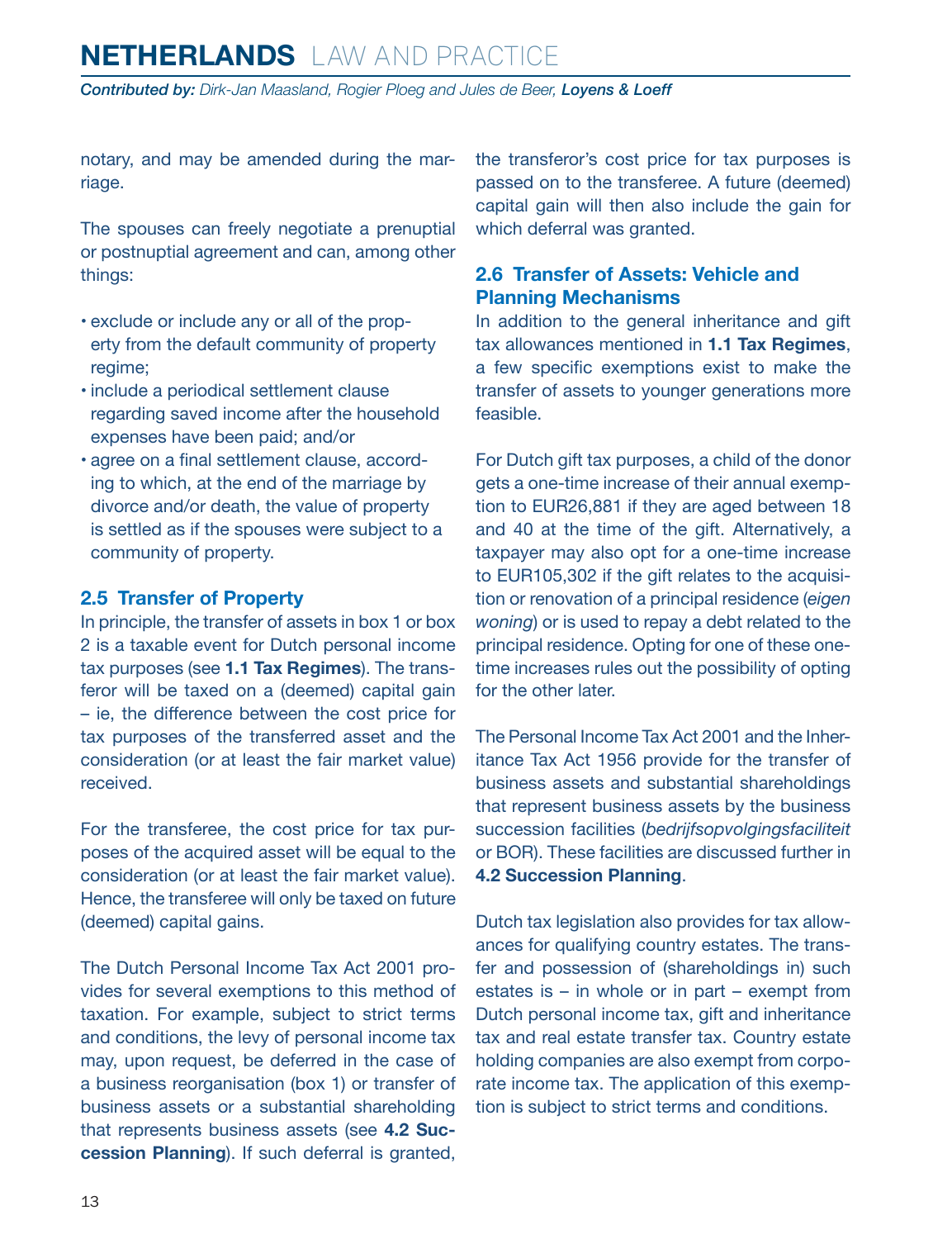notary, and may be amended during the marriage.

The spouses can freely negotiate a prenuptial or postnuptial agreement and can, among other things:

- exclude or include any or all of the property from the default community of property regime;
- include a periodical settlement clause regarding saved income after the household expenses have been paid; and/or
- agree on a final settlement clause, according to which, at the end of the marriage by divorce and/or death, the value of property is settled as if the spouses were subject to a community of property.

## 2.5 Transfer of Property

In principle, the transfer of assets in box 1 or box 2 is a taxable event for Dutch personal income tax purposes (see **1.1 Tax Regimes**). The transferor will be taxed on a (deemed) capital gain – ie, the difference between the cost price for tax purposes of the transferred asset and the consideration (or at least the fair market value) received.

For the transferee, the cost price for tax purposes of the acquired asset will be equal to the consideration (or at least the fair market value). Hence, the transferee will only be taxed on future (deemed) capital gains.

The Dutch Personal Income Tax Act 2001 provides for several exemptions to this method of taxation. For example, subject to strict terms and conditions, the levy of personal income tax may, upon request, be deferred in the case of a business reorganisation (box 1) or transfer of business assets or a substantial shareholding that represents business assets (see **4.2 Succession Planning**). If such deferral is granted, the transferor's cost price for tax purposes is passed on to the transferee. A future (deemed) capital gain will then also include the gain for which deferral was granted.

## 2.6 Transfer of Assets: Vehicle and Planning Mechanisms

In addition to the general inheritance and gift tax allowances mentioned in **1.1 Tax Regimes**, a few specific exemptions exist to make the transfer of assets to younger generations more feasible.

For Dutch gift tax purposes, a child of the donor gets a one-time increase of their annual exemption to EUR26,881 if they are aged between 18 and 40 at the time of the gift. Alternatively, a taxpayer may also opt for a one-time increase to EUR105,302 if the gift relates to the acquisition or renovation of a principal residence (*eigen woning*) or is used to repay a debt related to the principal residence. Opting for one of these one-time increases rules out the possibility of opting for the other later.

The Personal Income Tax Act 2001 and the Inheritance Tax Act 1956 provide for the transfer of business assets and substantial shareholdings that represent business assets by the business succession facilities (*bedrijfsopvolgingsfaciliteit* or BOR). These facilities are discussed further in **4.2 Succession Planning**.

Dutch tax legislation also provides for tax allowances for qualifying country estates. The transfer and possession of (shareholdings in) such estates is – in whole or in part – exempt from Dutch personal income tax, gift and inheritance tax and real estate transfer tax. Country estate holding companies are also exempt from corporate income tax. The application of this exemption is subject to strict terms and conditions.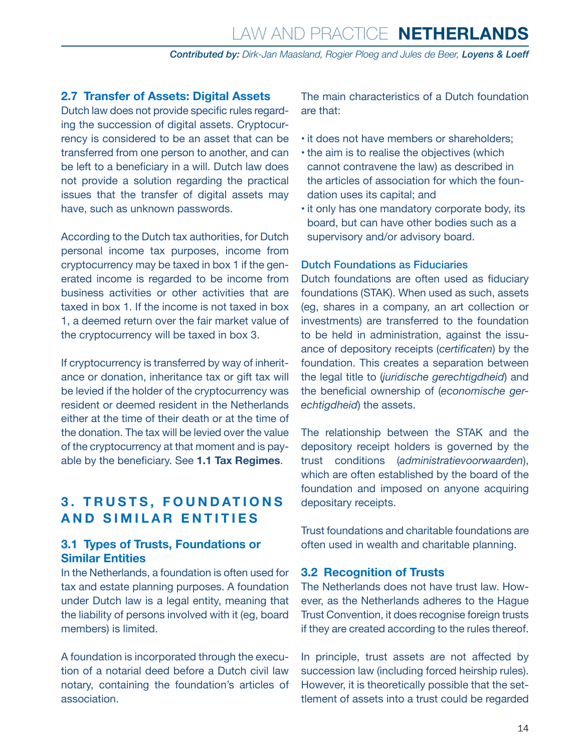### 2.7 Transfer of Assets: Digital Assets

Dutch law does not provide specific rules regarding the succession of digital assets. Cryptocurrency is considered to be an asset that can be transferred from one person to another, and can be left to a beneficiary in a will. Dutch law does not provide a solution regarding the practical issues that the transfer of digital assets may have, such as unknown passwords.

According to the Dutch tax authorities, for Dutch personal income tax purposes, income from cryptocurrency may be taxed in box 1 if the generated income is regarded to be income from business activities or other activities that are taxed in box 1. If the income is not taxed in box 1, a deemed return over the fair market value of the cryptocurrency will be taxed in box 3.

If cryptocurrency is transferred by way of inheritance or donation, inheritance tax or gift tax will be levied if the holder of the cryptocurrency was resident or deemed resident in the Netherlands either at the time of their death or at the time of the donation. The tax will be levied over the value of the cryptocurrency at that moment and is payable by the beneficiary. See **1.1 Tax Regimes**.

## 3. TRUSTS, FOUNDATIONS AND SIMILAR ENTITIES

### 3.1 Types of Trusts, Foundations or Similar Entities

In the Netherlands, a foundation is often used for tax and estate planning purposes. A foundation under Dutch law is a legal entity, meaning that the liability of persons involved with it (eg, board members) is limited.

A foundation is incorporated through the execution of a notarial deed before a Dutch civil law notary, containing the foundation's articles of association.

The main characteristics of a Dutch foundation are that:

- it does not have members or shareholders;
- the aim is to realise the objectives (which cannot contravene the law) as described in the articles of association for which the foundation uses its capital; and
- it only has one mandatory corporate body, its board, but can have other bodies such as a supervisory and/or advisory board.

#### Dutch Foundations as Fiduciaries

Dutch foundations are often used as fiduciary foundations (STAK). When used as such, assets (eg, shares in a company, an art collection or investments) are transferred to the foundation to be held in administration, against the issuance of depository receipts (*certificaten*) by the foundation. This creates a separation between the legal title to (*juridische gerechtigdheid*) and the beneficial ownership of (*economische gerechtigdheid*) the assets.

The relationship between the STAK and the depository receipt holders is governed by the trust conditions (*administratievoorwaarden*), which are often established by the board of the foundation and imposed on anyone acquiring depositary receipts.

Trust foundations and charitable foundations are often used in wealth and charitable planning.

### 3.2 Recognition of Trusts

The Netherlands does not have trust law. However, as the Netherlands adheres to the Hague Trust Convention, it does recognise foreign trusts if they are created according to the rules thereof.

In principle, trust assets are not affected by succession law (including forced heirship rules). However, it is theoretically possible that the settlement of assets into a trust could be regarded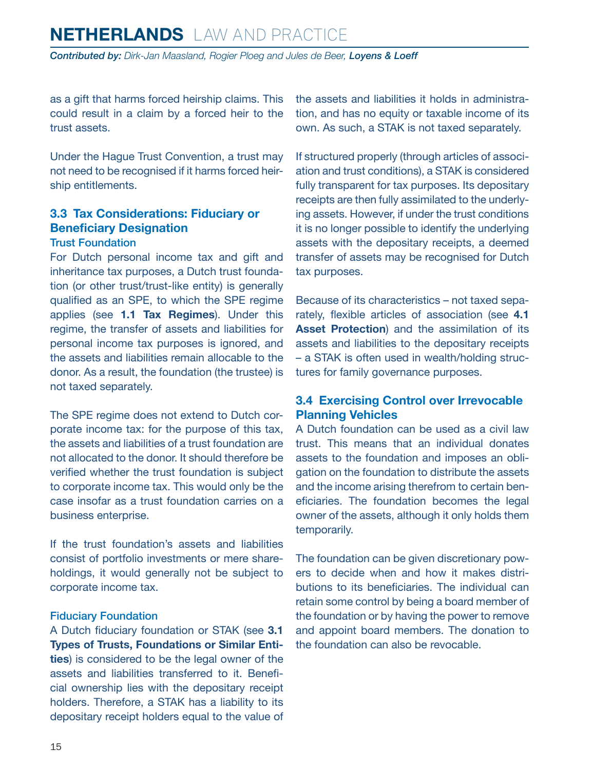as a gift that harms forced heirship claims. This could result in a claim by a forced heir to the trust assets.

Under the Hague Trust Convention, a trust may not need to be recognised if it harms forced heirship entitlements.

## 3.3 Tax Considerations: Fiduciary or Beneficiary Designation

### Trust Foundation

For Dutch personal income tax and gift and inheritance tax purposes, a Dutch trust foundation (or other trust/trust-like entity) is generally qualified as an SPE, to which the SPE regime applies (see **1.1 Tax Regimes**). Under this regime, the transfer of assets and liabilities for personal income tax purposes is ignored, and the assets and liabilities remain allocable to the donor. As a result, the foundation (the trustee) is not taxed separately.

The SPE regime does not extend to Dutch corporate income tax: for the purpose of this tax, the assets and liabilities of a trust foundation are not allocated to the donor. It should therefore be verified whether the trust foundation is subject to corporate income tax. This would only be the case insofar as a trust foundation carries on a business enterprise.

If the trust foundation's assets and liabilities consist of portfolio investments or mere shareholdings, it would generally not be subject to corporate income tax.

### Fiduciary Foundation

A Dutch fiduciary foundation or STAK (see **3.1 Types of Trusts, Foundations or Similar Entities**) is considered to be the legal owner of the assets and liabilities transferred to it. Beneficial ownership lies with the depositary receipt holders. Therefore, a STAK has a liability to its depositary receipt holders equal to the value of the assets and liabilities it holds in administration, and has no equity or taxable income of its own. As such, a STAK is not taxed separately.

If structured properly (through articles of association and trust conditions), a STAK is considered fully transparent for tax purposes. Its depositary receipts are then fully assimilated to the underlying assets. However, if under the trust conditions it is no longer possible to identify the underlying assets with the depositary receipts, a deemed transfer of assets may be recognised for Dutch tax purposes.

Because of its characteristics – not taxed separately, flexible articles of association (see **4.1 Asset Protection**) and the assimilation of its assets and liabilities to the depositary receipts – a STAK is often used in wealth/holding structures for family governance purposes.

## 3.4 Exercising Control over Irrevocable Planning Vehicles

A Dutch foundation can be used as a civil law trust. This means that an individual donates assets to the foundation and imposes an obligation on the foundation to distribute the assets and the income arising therefrom to certain beneficiaries. The foundation becomes the legal owner of the assets, although it only holds them temporarily.

The foundation can be given discretionary powers to decide when and how it makes distributions to its beneficiaries. The individual can retain some control by being a board member of the foundation or by having the power to remove and appoint board members. The donation to the foundation can also be revocable.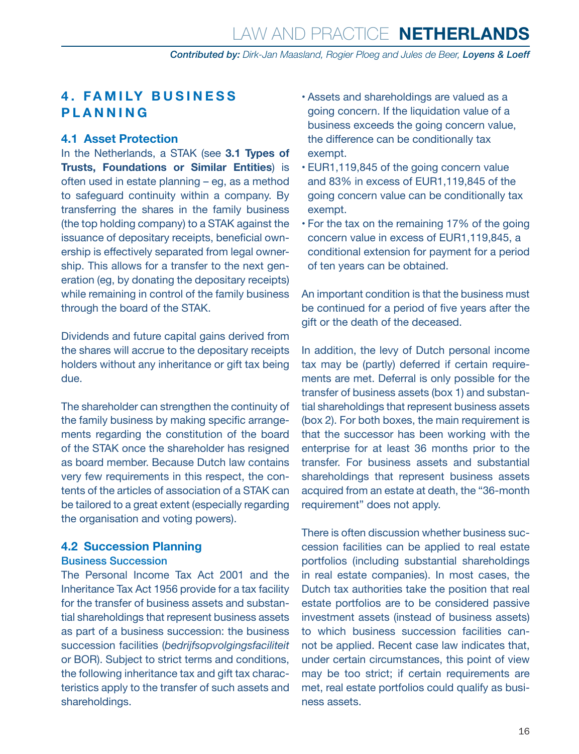## 4. FAMILY BUSINESS PLANNING

### 4.1 Asset Protection

In the Netherlands, a STAK (see **3.1 Types of Trusts, Foundations or Similar Entities**) is often used in estate planning – eg, as a method to safeguard continuity within a company. By transferring the shares in the family business (the top holding company) to a STAK against the issuance of depositary receipts, beneficial ownership is effectively separated from legal ownership. This allows for a transfer to the next generation (eg, by donating the depositary receipts) while remaining in control of the family business through the board of the STAK.

Dividends and future capital gains derived from the shares will accrue to the depositary receipts holders without any inheritance or gift tax being due.

The shareholder can strengthen the continuity of the family business by making specific arrangements regarding the constitution of the board of the STAK once the shareholder has resigned as board member. Because Dutch law contains very few requirements in this respect, the contents of the articles of association of a STAK can be tailored to a great extent (especially regarding the organisation and voting powers).

### 4.2 Succession Planning

#### Business Succession

The Personal Income Tax Act 2001 and the Inheritance Tax Act 1956 provide for a tax facility for the transfer of business assets and substantial shareholdings that represent business assets as part of a business succession: the business succession facilities (*bedrijfsopvolgingsfaciliteit* or BOR). Subject to strict terms and conditions, the following inheritance tax and gift tax characteristics apply to the transfer of such assets and shareholdings.

- Assets and shareholdings are valued as a going concern. If the liquidation value of a business exceeds the going concern value, the difference can be conditionally tax exempt.
- EUR1,119,845 of the going concern value and 83% in excess of EUR1,119,845 of the going concern value can be conditionally tax exempt.
- For the tax on the remaining 17% of the going concern value in excess of EUR1,119,845, a conditional extension for payment for a period of ten years can be obtained.

An important condition is that the business must be continued for a period of five years after the gift or the death of the deceased.

In addition, the levy of Dutch personal income tax may be (partly) deferred if certain requirements are met. Deferral is only possible for the transfer of business assets (box 1) and substantial shareholdings that represent business assets (box 2). For both boxes, the main requirement is that the successor has been working with the enterprise for at least 36 months prior to the transfer. For business assets and substantial shareholdings that represent business assets acquired from an estate at death, the "36-month requirement" does not apply.

There is often discussion whether business succession facilities can be applied to real estate portfolios (including substantial shareholdings in real estate companies). In most cases, the Dutch tax authorities take the position that real estate portfolios are to be considered passive investment assets (instead of business assets) to which business succession facilities cannot be applied. Recent case law indicates that, under certain circumstances, this point of view may be too strict; if certain requirements are met, real estate portfolios could qualify as business assets.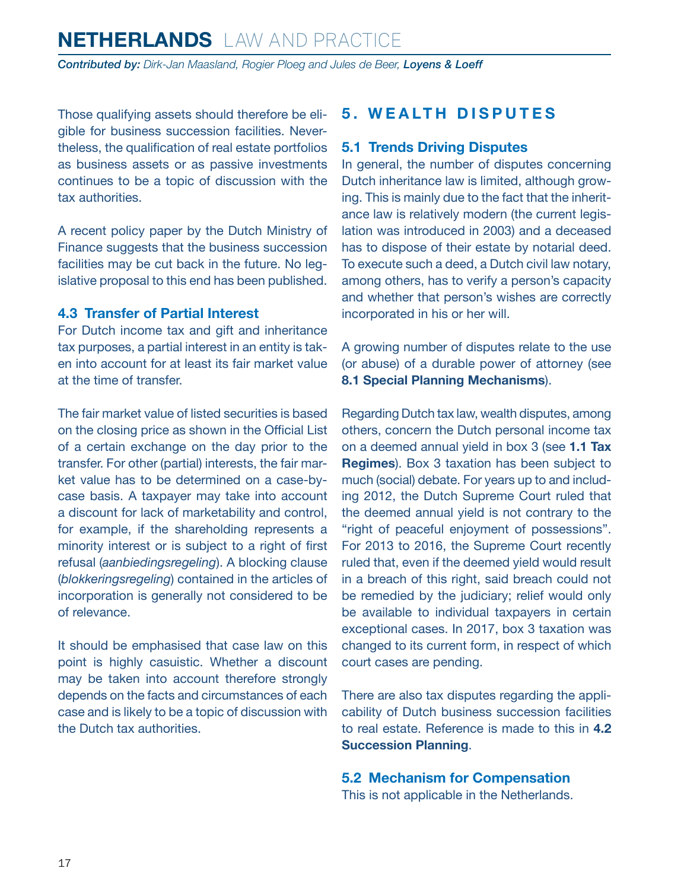Those qualifying assets should therefore be eligible for business succession facilities. Nevertheless, the qualification of real estate portfolios as business assets or as passive investments continues to be a topic of discussion with the tax authorities.

A recent policy paper by the Dutch Ministry of Finance suggests that the business succession facilities may be cut back in the future. No legislative proposal to this end has been published.

### 4.3 Transfer of Partial Interest

For Dutch income tax and gift and inheritance tax purposes, a partial interest in an entity is taken into account for at least its fair market value at the time of transfer.

The fair market value of listed securities is based on the closing price as shown in the Official List of a certain exchange on the day prior to the transfer. For other (partial) interests, the fair market value has to be determined on a case-by-case basis. A taxpayer may take into account a discount for lack of marketability and control, for example, if the shareholding represents a minority interest or is subject to a right of first refusal (*aanbiedingsregeling*). A blocking clause (*blokkeringsregeling*) contained in the articles of incorporation is generally not considered to be of relevance.

It should be emphasised that case law on this point is highly casuistic. Whether a discount may be taken into account therefore strongly depends on the facts and circumstances of each case and is likely to be a topic of discussion with the Dutch tax authorities.

## 5. WEALTH DISPUTES

### 5.1 Trends Driving Disputes

In general, the number of disputes concerning Dutch inheritance law is limited, although growing. This is mainly due to the fact that the inheritance law is relatively modern (the current legislation was introduced in 2003) and a deceased has to dispose of their estate by notarial deed. To execute such a deed, a Dutch civil law notary, among others, has to verify a person's capacity and whether that person's wishes are correctly incorporated in his or her will.

A growing number of disputes relate to the use (or abuse) of a durable power of attorney (see **8.1 Special Planning Mechanisms**).

Regarding Dutch tax law, wealth disputes, among others, concern the Dutch personal income tax on a deemed annual yield in box 3 (see **1.1 Tax Regimes**). Box 3 taxation has been subject to much (social) debate. For years up to and including 2012, the Dutch Supreme Court ruled that the deemed annual yield is not contrary to the "right of peaceful enjoyment of possessions". For 2013 to 2016, the Supreme Court recently ruled that, even if the deemed yield would result in a breach of this right, said breach could not be remedied by the judiciary; relief would only be available to individual taxpayers in certain exceptional cases. In 2017, box 3 taxation was changed to its current form, in respect of which court cases are pending.

There are also tax disputes regarding the applicability of Dutch business succession facilities to real estate. Reference is made to this in **4.2 Succession Planning**.

### 5.2 Mechanism for Compensation

This is not applicable in the Netherlands.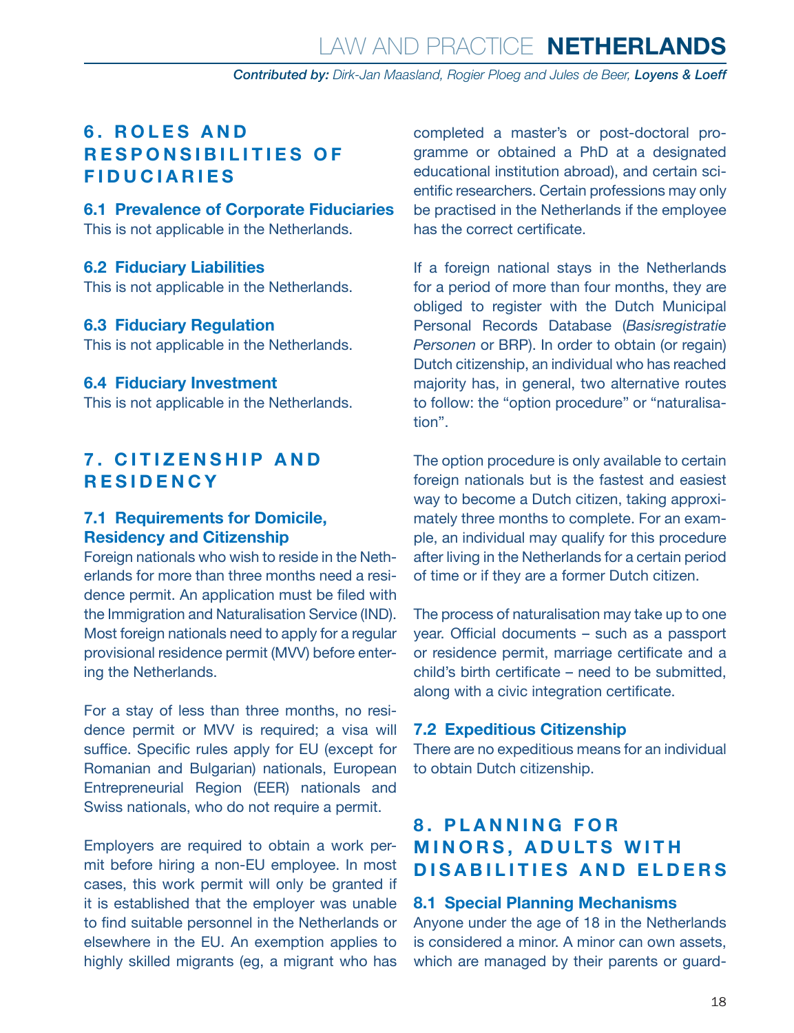## 6. ROLES AND RESPONSIBILITIES OF FIDUCIARIES

### 6.1 Prevalence of Corporate Fiduciaries

This is not applicable in the Netherlands.

### 6.2 Fiduciary Liabilities

This is not applicable in the Netherlands.

### 6.3 Fiduciary Regulation

This is not applicable in the Netherlands.

### 6.4 Fiduciary Investment

This is not applicable in the Netherlands.

## 7. CITIZENSHIP AND RESIDENCY

### 7.1 Requirements for Domicile, Residency and Citizenship

Foreign nationals who wish to reside in the Netherlands for more than three months need a residence permit. An application must be filed with the Immigration and Naturalisation Service (IND). Most foreign nationals need to apply for a regular provisional residence permit (MVV) before entering the Netherlands.

For a stay of less than three months, no residence permit or MVV is required; a visa will suffice. Specific rules apply for EU (except for Romanian and Bulgarian) nationals, European Entrepreneurial Region (EER) nationals and Swiss nationals, who do not require a permit.

Employers are required to obtain a work permit before hiring a non-EU employee. In most cases, this work permit will only be granted if it is established that the employer was unable to find suitable personnel in the Netherlands or elsewhere in the EU. An exemption applies to highly skilled migrants (eg, a migrant who has completed a master's or post-doctoral programme or obtained a PhD at a designated educational institution abroad), and certain scientific researchers. Certain professions may only be practised in the Netherlands if the employee has the correct certificate.

If a foreign national stays in the Netherlands for a period of more than four months, they are obliged to register with the Dutch Municipal Personal Records Database (*Basisregistratie Personen* or BRP). In order to obtain (or regain) Dutch citizenship, an individual who has reached majority has, in general, two alternative routes to follow: the "option procedure" or "naturalisation".

The option procedure is only available to certain foreign nationals but is the fastest and easiest way to become a Dutch citizen, taking approximately three months to complete. For an example, an individual may qualify for this procedure after living in the Netherlands for a certain period of time or if they are a former Dutch citizen.

The process of naturalisation may take up to one year. Official documents – such as a passport or residence permit, marriage certificate and a child's birth certificate – need to be submitted, along with a civic integration certificate.

### 7.2 Expeditious Citizenship

There are no expeditious means for an individual to obtain Dutch citizenship.

## 8. PLANNING FOR MINORS, ADULTS WITH DISABILITIES AND ELDERS

### 8.1 Special Planning Mechanisms

Anyone under the age of 18 in the Netherlands is considered a minor. A minor can own assets, which are managed by their parents or guard-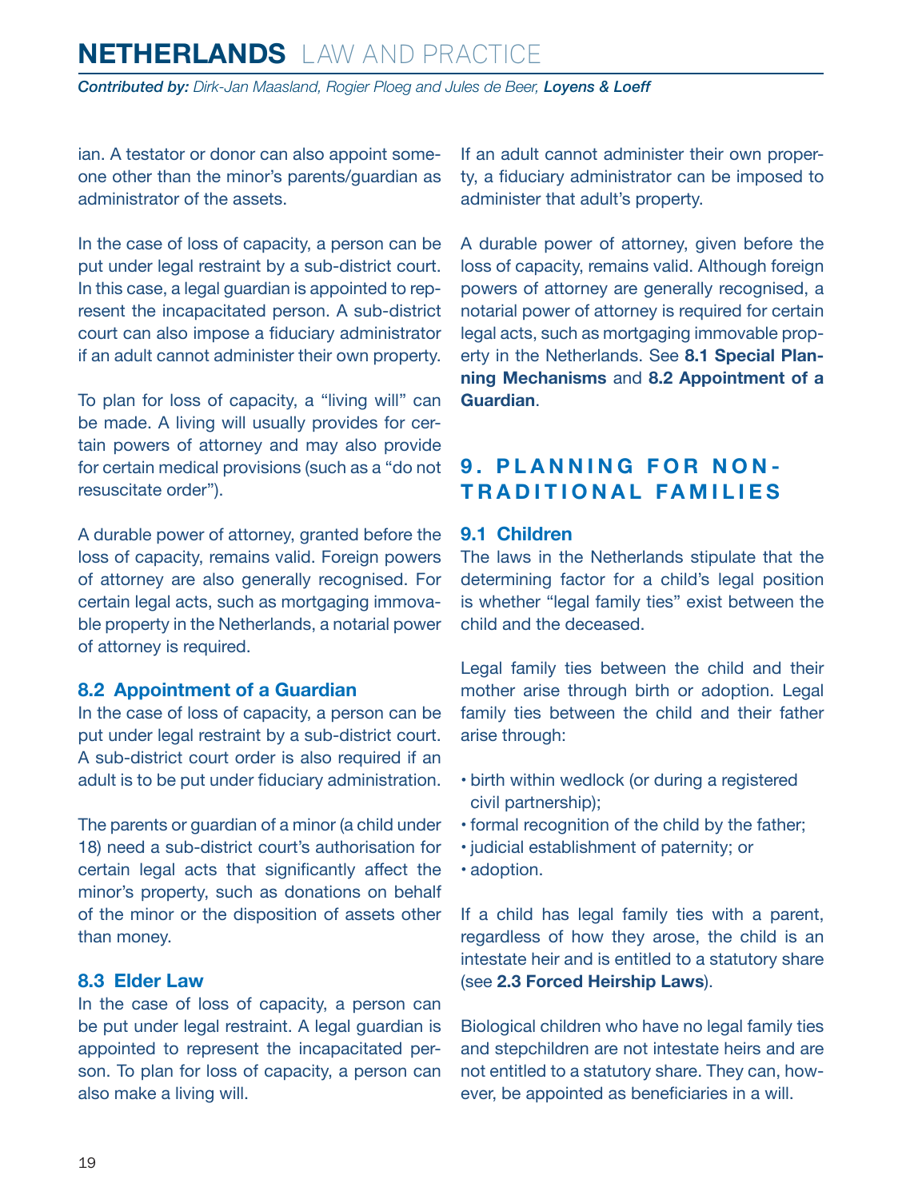ian. A testator or donor can also appoint someone other than the minor's parents/guardian as administrator of the assets.

In the case of loss of capacity, a person can be put under legal restraint by a sub-district court. In this case, a legal guardian is appointed to represent the incapacitated person. A sub-district court can also impose a fiduciary administrator if an adult cannot administer their own property.

To plan for loss of capacity, a "living will" can be made. A living will usually provides for certain powers of attorney and may also provide for certain medical provisions (such as a "do not resuscitate order").

A durable power of attorney, granted before the loss of capacity, remains valid. Foreign powers of attorney are also generally recognised. For certain legal acts, such as mortgaging immovable property in the Netherlands, a notarial power of attorney is required.

### 8.2 Appointment of a Guardian

In the case of loss of capacity, a person can be put under legal restraint by a sub-district court. A sub-district court order is also required if an adult is to be put under fiduciary administration.

The parents or guardian of a minor (a child under 18) need a sub-district court's authorisation for certain legal acts that significantly affect the minor's property, such as donations on behalf of the minor or the disposition of assets other than money.

### 8.3 Elder Law

In the case of loss of capacity, a person can be put under legal restraint. A legal guardian is appointed to represent the incapacitated person. To plan for loss of capacity, a person can also make a living will.

If an adult cannot administer their own property, a fiduciary administrator can be imposed to administer that adult's property.

A durable power of attorney, given before the loss of capacity, remains valid. Although foreign powers of attorney are generally recognised, a notarial power of attorney is required for certain legal acts, such as mortgaging immovable property in the Netherlands. See **8.1 Special Planning Mechanisms** and **8.2 Appointment of a Guardian**.

## 9. PLANNING FOR NON-TRADITIONAL FAMILIES

### 9.1 Children

The laws in the Netherlands stipulate that the determining factor for a child's legal position is whether "legal family ties" exist between the child and the deceased.

Legal family ties between the child and their mother arise through birth or adoption. Legal family ties between the child and their father arise through:

- birth within wedlock (or during a registered civil partnership);
- formal recognition of the child by the father;
- judicial establishment of paternity; or
- adoption.

If a child has legal family ties with a parent, regardless of how they arose, the child is an intestate heir and is entitled to a statutory share (see **2.3 Forced Heirship Laws**).

Biological children who have no legal family ties and stepchildren are not intestate heirs and are not entitled to a statutory share. They can, however, be appointed as beneficiaries in a will.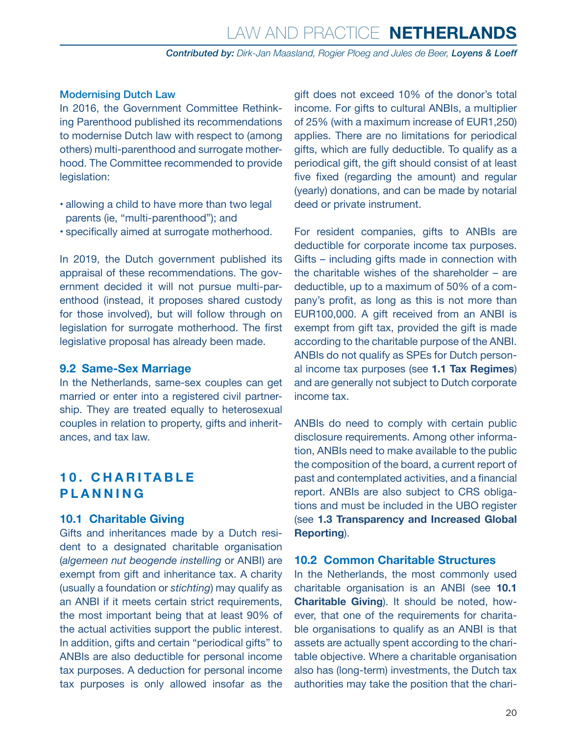### Modernising Dutch Law

In 2016, the Government Committee Rethinking Parenthood published its recommendations to modernise Dutch law with respect to (among others) multi-parenthood and surrogate motherhood. The Committee recommended to provide legislation:

- allowing a child to have more than two legal parents (ie, "multi-parenthood"); and
- specifically aimed at surrogate motherhood.

In 2019, the Dutch government published its appraisal of these recommendations. The government decided it will not pursue multi-parenthood (instead, it proposes shared custody for those involved), but will follow through on legislation for surrogate motherhood. The first legislative proposal has already been made.

### 9.2 Same-Sex Marriage

In the Netherlands, same-sex couples can get married or enter into a registered civil partnership. They are treated equally to heterosexual couples in relation to property, gifts and inheritances, and tax law.

## 10. CHARITABLE PLANNING

### 10.1 Charitable Giving

Gifts and inheritances made by a Dutch resident to a designated charitable organisation (*algemeen nut beogende instelling* or ANBI) are exempt from gift and inheritance tax. A charity (usually a foundation or *stichting*) may qualify as an ANBI if it meets certain strict requirements, the most important being that at least 90% of the actual activities support the public interest. In addition, gifts and certain "periodical gifts" to ANBIs are also deductible for personal income tax purposes. A deduction for personal income tax purposes is only allowed insofar as the gift does not exceed 10% of the donor's total income. For gifts to cultural ANBIs, a multiplier of 25% (with a maximum increase of EUR1,250) applies. There are no limitations for periodical gifts, which are fully deductible. To qualify as a periodical gift, the gift should consist of at least five fixed (regarding the amount) and regular (yearly) donations, and can be made by notarial deed or private instrument.

For resident companies, gifts to ANBIs are deductible for corporate income tax purposes. Gifts – including gifts made in connection with the charitable wishes of the shareholder – are deductible, up to a maximum of 50% of a company's profit, as long as this is not more than EUR100,000. A gift received from an ANBI is exempt from gift tax, provided the gift is made according to the charitable purpose of the ANBI. ANBIs do not qualify as SPEs for Dutch personal income tax purposes (see **1.1 Tax Regimes**) and are generally not subject to Dutch corporate income tax.

ANBIs do need to comply with certain public disclosure requirements. Among other information, ANBIs need to make available to the public the composition of the board, a current report of past and contemplated activities, and a financial report. ANBIs are also subject to CRS obligations and must be included in the UBO register (see **1.3 Transparency and Increased Global Reporting**).

### 10.2 Common Charitable Structures

In the Netherlands, the most commonly used charitable organisation is an ANBI (see **10.1 Charitable Giving**). It should be noted, however, that one of the requirements for charitable organisations to qualify as an ANBI is that assets are actually spent according to the charitable objective. Where a charitable organisation also has (long-term) investments, the Dutch tax authorities may take the position that the chari-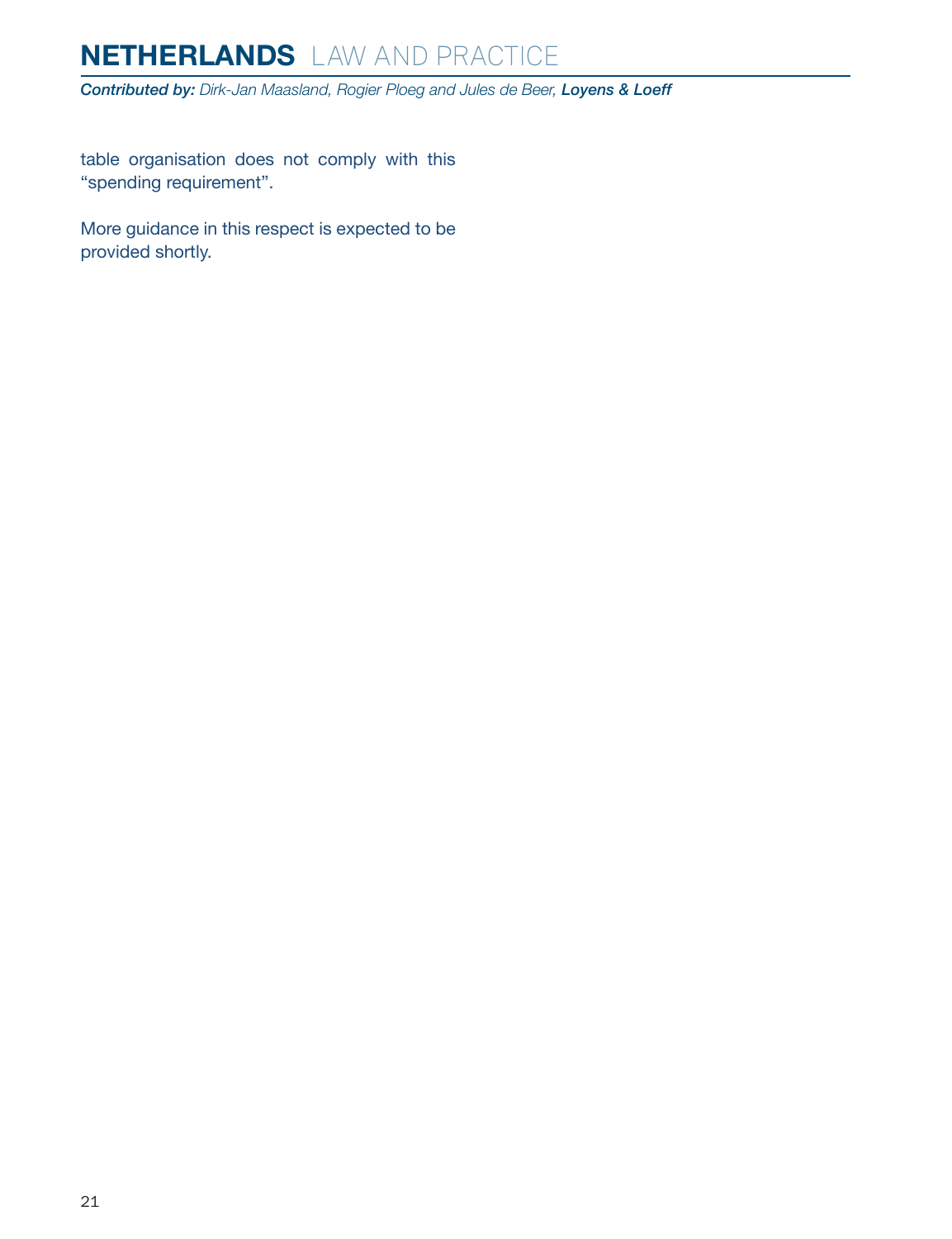table organisation does not comply with this "spending requirement".

More guidance in this respect is expected to be provided shortly.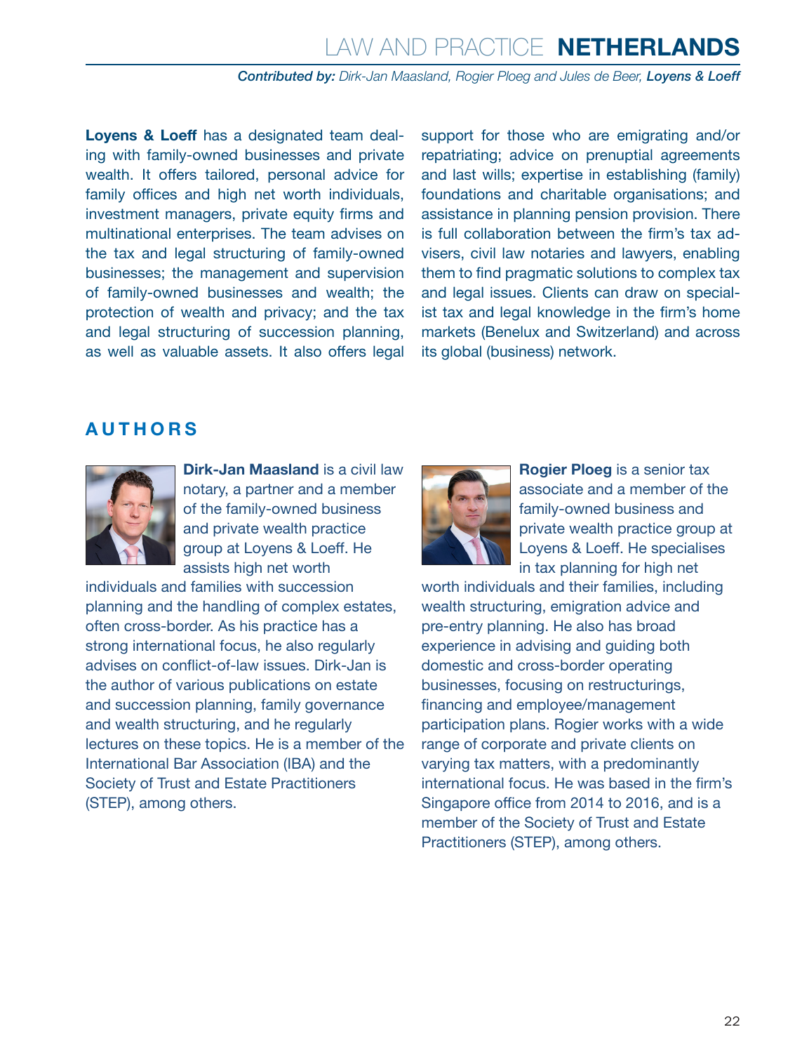**Loyens & Loeff** has a designated team dealing with family-owned businesses and private wealth. It offers tailored, personal advice for family offices and high net worth individuals, investment managers, private equity firms and multinational enterprises. The team advises on the tax and legal structuring of family-owned businesses; the management and supervision of family-owned businesses and wealth; the protection of wealth and privacy; and the tax and legal structuring of succession planning, as well as valuable assets. It also offers legal support for those who are emigrating and/or repatriating; advice on prenuptial agreements and last wills; expertise in establishing (family) foundations and charitable organisations; and assistance in planning pension provision. There is full collaboration between the firm's tax advisers, civil law notaries and lawyers, enabling them to find pragmatic solutions to complex tax and legal issues. Clients can draw on specialist tax and legal knowledge in the firm's home markets (Benelux and Switzerland) and across its global (business) network.

## AUTHORS

**Dirk-Jan Maasland** is a civil law notary, a partner and a member of the family-owned business and private wealth practice group at Loyens & Loeff. He assists high net worth individuals and families with succession planning and the handling of complex estates, often cross-border. As his practice has a strong international focus, he also regularly advises on conflict-of-law issues. Dirk-Jan is the author of various publications on estate and succession planning, family governance and wealth structuring, and he regularly lectures on these topics. He is a member of the International Bar Association (IBA) and the Society of Trust and Estate Practitioners (STEP), among others.

**Rogier Ploeg** is a senior tax associate and a member of the family-owned business and private wealth practice group at Loyens & Loeff. He specialises in tax planning for high net worth individuals and their families, including wealth structuring, emigration advice and pre-entry planning. He also has broad experience in advising and guiding both domestic and cross-border operating businesses, focusing on restructurings, financing and employee/management participation plans. Rogier works with a wide range of corporate and private clients on varying tax matters, with a predominantly international focus. He was based in the firm's Singapore office from 2014 to 2016, and is a member of the Society of Trust and Estate Practitioners (STEP), among others.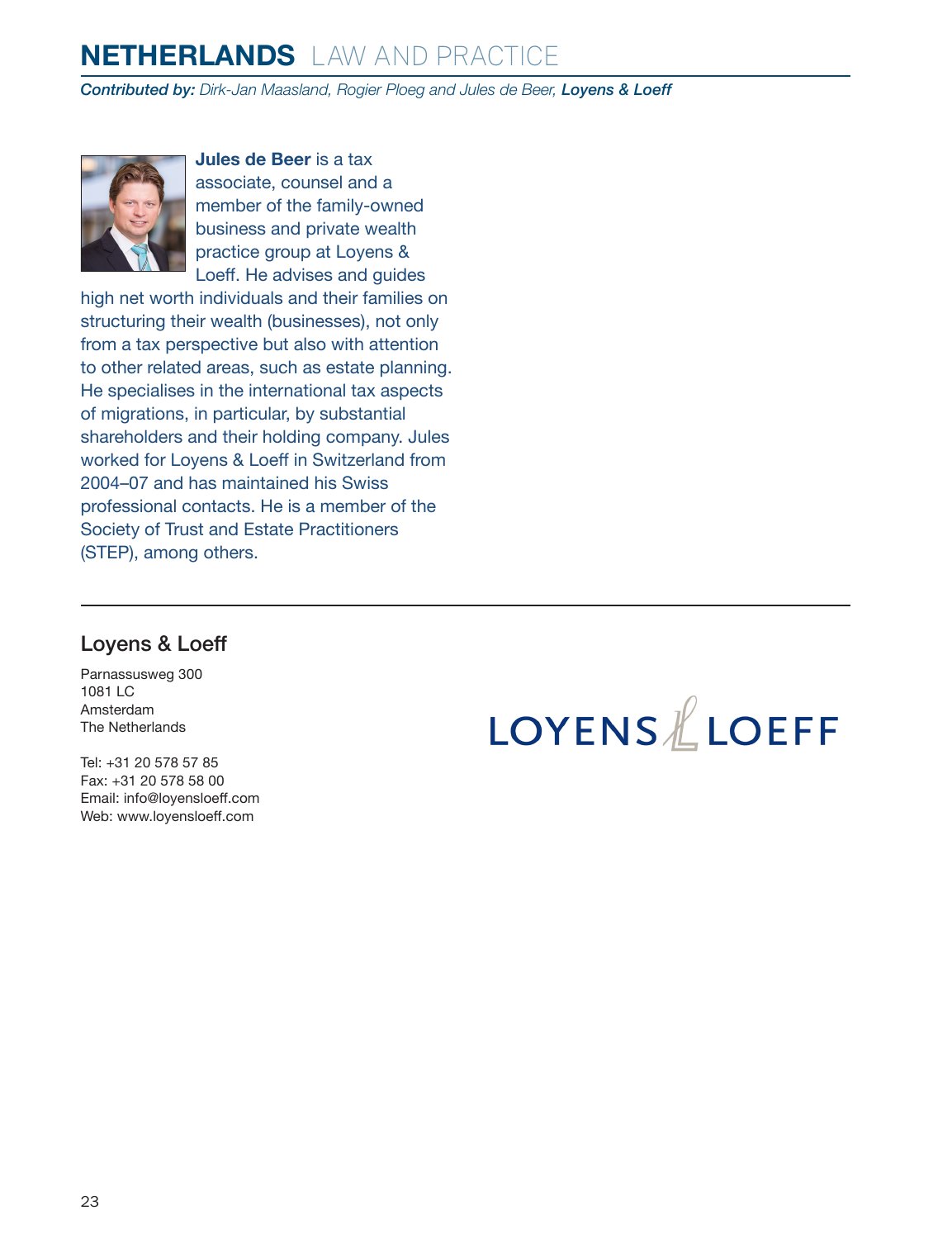**Jules de Beer** is a tax associate, counsel and a member of the family-owned business and private wealth practice group at Loyens & Loeff. He advises and guides high net worth individuals and their families on structuring their wealth (businesses), not only from a tax perspective but also with attention to other related areas, such as estate planning. He specialises in the international tax aspects of migrations, in particular, by substantial shareholders and their holding company. Jules worked for Loyens & Loeff in Switzerland from 2004–07 and has maintained his Swiss professional contacts. He is a member of the Society of Trust and Estate Practitioners (STEP), among others.

## Loyens & Loeff

Parnassusweg 300
1081 LC
Amsterdam
The Netherlands

Tel: +31 20 578 57 85
Fax: +31 20 578 58 00
Email: info@loyensloeff.com
Web: www.loyensloeff.com

LOYENS & LOEFF